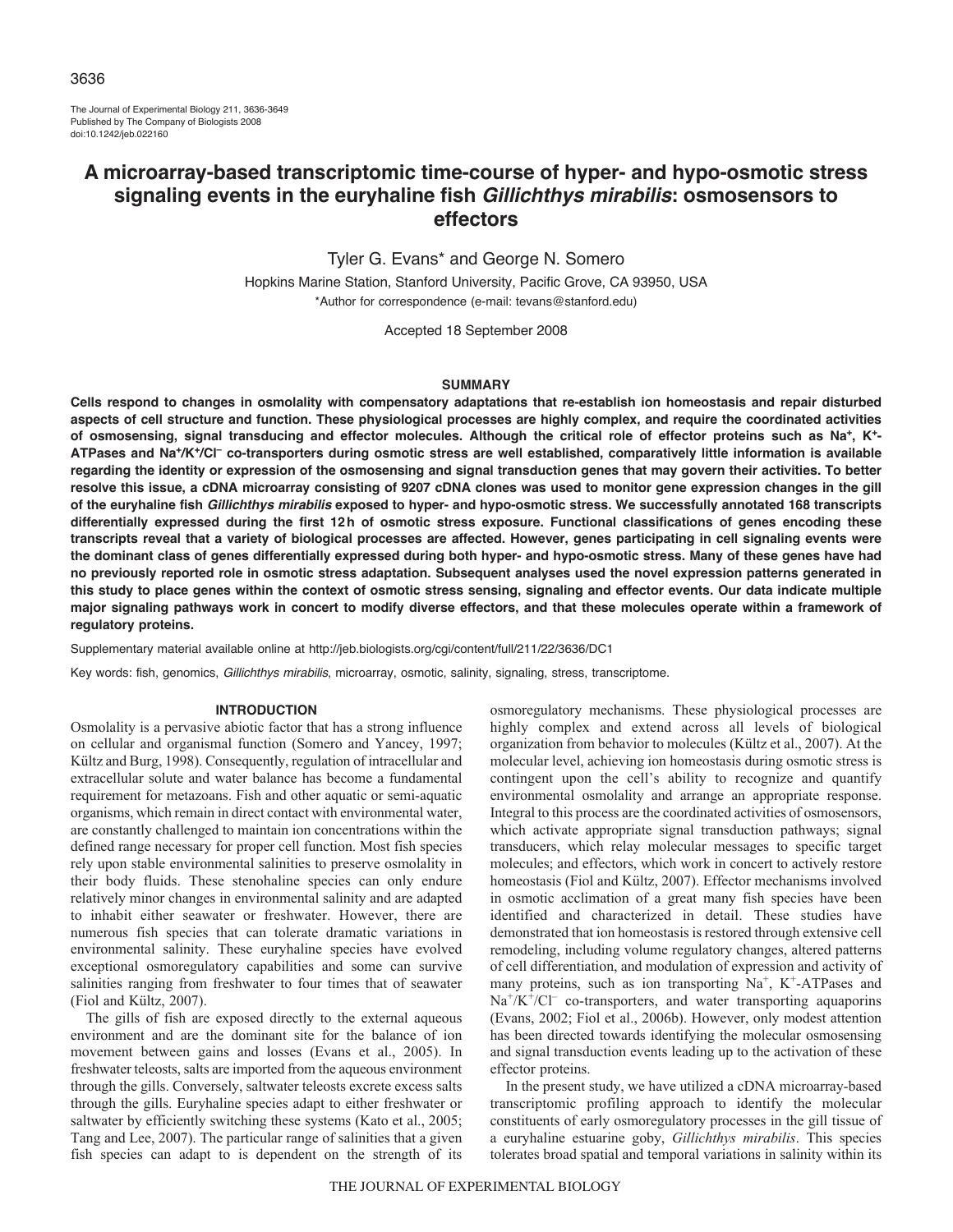# A microarray-based transcriptomic time-course of hyper- and hypo-osmotic stress signaling events in the euryhaline fish *Gillichthys mirabilis*: osmosensors to effectors

Tyler G. Evans* and George N. Somero

Hopkins Marine Station, Stanford University, Pacific Grove, CA 93950, USA

*Author for correspondence (e-mail: tevans@stanford.edu)

Accepted 18 September 2008

## SUMMARY

**Cells respond to changes in osmolality with compensatory adaptations that re-establish ion homeostasis and repair disturbed aspects of cell structure and function. These physiological processes are highly complex, and require the coordinated activities of osmosensing, signal transducing and effector molecules. Although the critical role of effector proteins such as $Na^+$, $K^+$-ATPases and $Na^+/K^+/Cl^-$ co-transporters during osmotic stress are well established, comparatively little information is available regarding the identity or expression of the osmosensing and signal transduction genes that may govern their activities. To better resolve this issue, a cDNA microarray consisting of 9207 cDNA clones was used to monitor gene expression changes in the gill of the euryhaline fish *Gillichthys mirabilis* exposed to hyper- and hypo-osmotic stress. We successfully annotated 168 transcripts differentially expressed during the first 12 h of osmotic stress exposure. Functional classifications of genes encoding these transcripts reveal that a variety of biological processes are affected. However, genes participating in cell signaling events were the dominant class of genes differentially expressed during both hyper- and hypo-osmotic stress. Many of these genes have had no previously reported role in osmotic stress adaptation. Subsequent analyses used the novel expression patterns generated in this study to place genes within the context of osmotic stress sensing, signaling and effector events. Our data indicate multiple major signaling pathways work in concert to modify diverse effectors, and that these molecules operate within a framework of regulatory proteins.**

Supplementary material available online at http://jeb.biologists.org/cgi/content/full/211/22/3636/DC1

Key words: fish, genomics, *Gillichthys mirabilis*, microarray, osmotic, salinity, signaling, stress, transcriptome.

## INTRODUCTION

Osmolality is a pervasive abiotic factor that has a strong influence on cellular and organismal function (Somero and Yancey, 1997; Kültz and Burg, 1998). Consequently, regulation of intracellular and extracellular solute and water balance has become a fundamental requirement for metazoans. Fish and other aquatic or semi-aquatic organisms, which remain in direct contact with environmental water, are constantly challenged to maintain ion concentrations within the defined range necessary for proper cell function. Most fish species rely upon stable environmental salinities to preserve osmolality in their body fluids. These stenohaline species can only endure relatively minor changes in environmental salinity and are adapted to inhabit either seawater or freshwater. However, there are numerous fish species that can tolerate dramatic variations in environmental salinity. These euryhaline species have evolved exceptional osmoregulatory capabilities and some can survive salinities ranging from freshwater to four times that of seawater (Fiol and Kültz, 2007).

The gills of fish are exposed directly to the external aqueous environment and are the dominant site for the balance of ion movement between gains and losses (Evans et al., 2005). In freshwater teleosts, salts are imported from the aqueous environment through the gills. Conversely, saltwater teleosts excrete excess salts through the gills. Euryhaline species adapt to either freshwater or saltwater by efficiently switching these systems (Kato et al., 2005; Tang and Lee, 2007). The particular range of salinities that a given fish species can adapt to is dependent on the strength of its osmoregulatory mechanisms. These physiological processes are highly complex and extend across all levels of biological organization from behavior to molecules (Kültz et al., 2007). At the molecular level, achieving ion homeostasis during osmotic stress is contingent upon the cell's ability to recognize and quantify environmental osmolality and arrange an appropriate response. Integral to this process are the coordinated activities of osmosensors, which activate appropriate signal transduction pathways; signal transducers, which relay molecular messages to specific target molecules; and effectors, which work in concert to actively restore homeostasis (Fiol and Kültz, 2007). Effector mechanisms involved in osmotic acclimation of a great many fish species have been identified and characterized in detail. These studies have demonstrated that ion homeostasis is restored through extensive cell remodeling, including volume regulatory changes, altered patterns of cell differentiation, and modulation of expression and activity of many proteins, such as ion transporting $Na^+$, $K^+$-ATPases and $Na^+/K^+/Cl^-$ co-transporters, and water transporting aquaporins (Evans, 2002; Fiol et al., 2006b). However, only modest attention has been directed towards identifying the molecular osmosensing and signal transduction events leading up to the activation of these effector proteins.

In the present study, we have utilized a cDNA microarray-based transcriptomic profiling approach to identify the molecular constituents of early osmoregulatory processes in the gill tissue of a euryhaline estuarine goby, *Gillichthys mirabilis*. This species tolerates broad spatial and temporal variations in salinity within its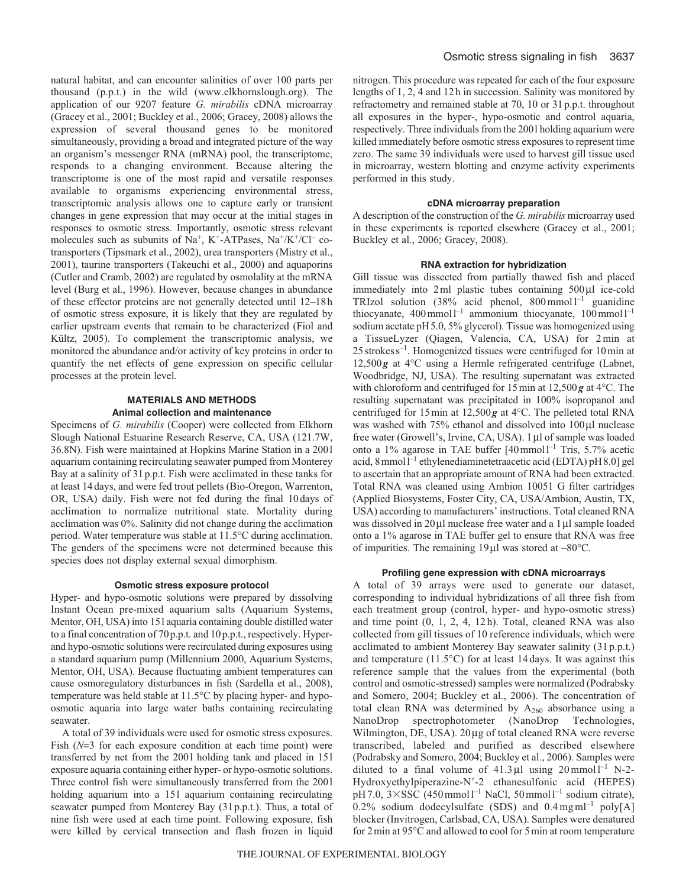natural habitat, and can encounter salinities of over 100 parts per thousand (p.p.t.) in the wild (www.elkhornslough.org). The application of our 9207 feature *G. mirabilis* cDNA microarray (Gracey et al., 2001; Buckley et al., 2006; Gracey, 2008) allows the expression of several thousand genes to be monitored simultaneously, providing a broad and integrated picture of the way an organism's messenger RNA (mRNA) pool, the transcriptome, responds to a changing environment. Because altering the transcriptome is one of the most rapid and versatile responses available to organisms experiencing environmental stress, transcriptomic analysis allows one to capture early or transient changes in gene expression that may occur at the initial stages in responses to osmotic stress. Importantly, osmotic stress relevant molecules such as subunits of $Na^+$, $K^+$-ATPases, $Na^+/K^+/Cl^-$ co-transporters (Tipsmark et al., 2002), urea transporters (Mistry et al., 2001), taurine transporters (Takeuchi et al., 2000) and aquaporins (Cutler and Cramb, 2002) are regulated by osmolality at the mRNA level (Burg et al., 1996). However, because changes in abundance of these effector proteins are not generally detected until 12–18 h of osmotic stress exposure, it is likely that they are regulated by earlier upstream events that remain to be characterized (Fiol and Kültz, 2005). To complement the transcriptomic analysis, we monitored the abundance and/or activity of key proteins in order to quantify the net effects of gene expression on specific cellular processes at the protein level.

## MATERIALS AND METHODS

### Animal collection and maintenance

Specimens of *G. mirabilis* (Cooper) were collected from Elkhorn Slough National Estuarine Research Reserve, CA, USA (121.7W, 36.8N). Fish were maintained at Hopkins Marine Station in a 2001 aquarium containing recirculating seawater pumped from Monterey Bay at a salinity of 31 p.p.t. Fish were acclimated in these tanks for at least 14 days, and were fed trout pellets (Bio-Oregon, Warrenton, OR, USA) daily. Fish were not fed during the final 10 days of acclimation to normalize nutritional state. Mortality during acclimation was 0%. Salinity did not change during the acclimation period. Water temperature was stable at 11.5°C during acclimation. The genders of the specimens were not determined because this species does not display external sexual dimorphism.

### Osmotic stress exposure protocol

Hyper- and hypo-osmotic solutions were prepared by dissolving Instant Ocean pre-mixed aquarium salts (Aquarium Systems, Mentor, OH, USA) into 15 l aquaria containing double distilled water to a final concentration of 70 p.p.t. and 10 p.p.t., respectively. Hyper- and hypo-osmotic solutions were recirculated during exposures using a standard aquarium pump (Millennium 2000, Aquarium Systems, Mentor, OH, USA). Because fluctuating ambient temperatures can cause osmoregulatory disturbances in fish (Sardella et al., 2008), temperature was held stable at 11.5°C by placing hyper- and hypo-osmotic aquaria into large water baths containing recirculating seawater.

A total of 39 individuals were used for osmotic stress exposures. Fish ($N$=3 for each exposure condition at each time point) were transferred by net from the 2001 holding tank and placed in 15 l exposure aquaria containing either hyper- or hypo-osmotic solutions. Three control fish were simultaneously transferred from the 2001 holding aquarium into a 15 l aquarium containing recirculating seawater pumped from Monterey Bay (31 p.p.t.). Thus, a total of nine fish were used at each time point. Following exposure, fish were killed by cervical transection and flash frozen in liquid nitrogen. This procedure was repeated for each of the four exposure lengths of 1, 2, 4 and 12 h in succession. Salinity was monitored by refractometry and remained stable at 70, 10 or 31 p.p.t. throughout all exposures in the hyper-, hypo-osmotic and control aquaria, respectively. Three individuals from the 2001 holding aquarium were killed immediately before osmotic stress exposures to represent time zero. The same 39 individuals were used to harvest gill tissue used in microarray, western blotting and enzyme activity experiments performed in this study.

### cDNA microarray preparation

A description of the construction of the *G. mirabilis* microarray used in these experiments is reported elsewhere (Gracey et al., 2001; Buckley et al., 2006; Gracey, 2008).

### RNA extraction for hybridization

Gill tissue was dissected from partially thawed fish and placed immediately into 2 ml plastic tubes containing 500 μl ice-cold TRIzol solution (38% acid phenol, 800 mmol $l^{-1}$ guanidine thiocyanate, 400 mmol $l^{-1}$ ammonium thiocyanate, 100 mmol $l^{-1}$ sodium acetate pH 5.0, 5% glycerol). Tissue was homogenized using a TissueLyzer (Qiagen, Valencia, CA, USA) for 2 min at 25 strokes $s^{-1}$. Homogenized tissues were centrifuged for 10 min at 12,500 ***g*** at 4°C using a Hermle refrigerated centrifuge (Labnet, Woodbridge, NJ, USA). The resulting supernatant was extracted with chloroform and centrifuged for 15 min at 12,500 ***g*** at 4°C. The resulting supernatant was precipitated in 100% isopropanol and centrifuged for 15 min at 12,500 ***g*** at 4°C. The pelleted total RNA was washed with 75% ethanol and dissolved into 100 μl nuclease free water (Growell's, Irvine, CA, USA). 1 μl of sample was loaded onto a 1% agarose in TAE buffer [40 mmol $l^{-1}$ Tris, 5.7% acetic acid, 8 mmol $l^{-1}$ ethylenediaminetetraacetic acid (EDTA) pH 8.0] gel to ascertain that an appropriate amount of RNA had been extracted. Total RNA was cleaned using Ambion 10051 G filter cartridges (Applied Biosystems, Foster City, CA, USA/Ambion, Austin, TX, USA) according to manufacturers' instructions. Total cleaned RNA was dissolved in 20 μl nuclease free water and a 1 μl sample loaded onto a 1% agarose in TAE buffer gel to ensure that RNA was free of impurities. The remaining 19 μl was stored at –80°C.

### Profiling gene expression with cDNA microarrays

A total of 39 arrays were used to generate our dataset, corresponding to individual hybridizations of all three fish from each treatment group (control, hyper- and hypo-osmotic stress) and time point (0, 1, 2, 4, 12 h). Total, cleaned RNA was also collected from gill tissues of 10 reference individuals, which were acclimated to ambient Monterey Bay seawater salinity (31 p.p.t.) and temperature (11.5°C) for at least 14 days. It was against this reference sample that the values from the experimental (both control and osmotic-stressed) samples were normalized (Podrabsky and Somero, 2004; Buckley et al., 2006). The concentration of total clean RNA was determined by $A_{260}$ absorbance using a NanoDrop spectrophotometer (NanoDrop Technologies, Wilmington, DE, USA). 20 μg of total cleaned RNA were reverse transcribed, labeled and purified as described elsewhere (Podrabsky and Somero, 2004; Buckley et al., 2006). Samples were diluted to a final volume of 41.3 μl using 20 mmol $l^{-1}$ N-2-Hydroxyethylpiperazine-N′-2 ethanesulfonic acid (HEPES) pH 7.0, 3×SSC (450 mmol $l^{-1}$ NaCl, 50 mmol $l^{-1}$ sodium citrate), 0.2% sodium dodecylsulfate (SDS) and 0.4 mg $ml^{-1}$ poly[A] blocker (Invitrogen, Carlsbad, CA, USA). Samples were denatured for 2 min at 95°C and allowed to cool for 5 min at room temperature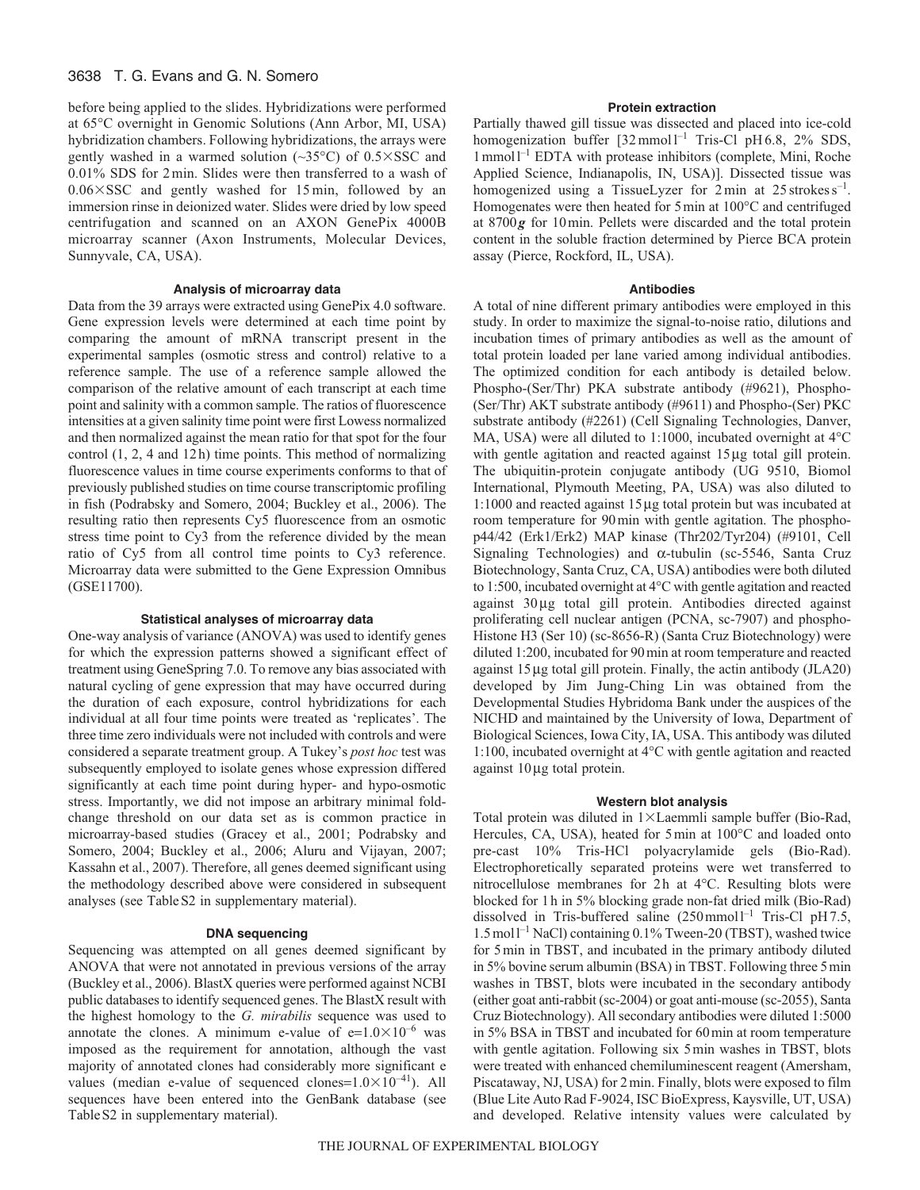before being applied to the slides. Hybridizations were performed at 65°C overnight in Genomic Solutions (Ann Arbor, MI, USA) hybridization chambers. Following hybridizations, the arrays were gently washed in a warmed solution (~35°C) of 0.5×SSC and 0.01% SDS for 2 min. Slides were then transferred to a wash of 0.06×SSC and gently washed for 15 min, followed by an immersion rinse in deionized water. Slides were dried by low speed centrifugation and scanned on an AXON GenePix 4000B microarray scanner (Axon Instruments, Molecular Devices, Sunnyvale, CA, USA).

### Analysis of microarray data

Data from the 39 arrays were extracted using GenePix 4.0 software. Gene expression levels were determined at each time point by comparing the amount of mRNA transcript present in the experimental samples (osmotic stress and control) relative to a reference sample. The use of a reference sample allowed the comparison of the relative amount of each transcript at each time point and salinity with a common sample. The ratios of fluorescence intensities at a given salinity time point were first Lowess normalized and then normalized against the mean ratio for that spot for the four control (1, 2, 4 and 12 h) time points. This method of normalizing fluorescence values in time course experiments conforms to that of previously published studies on time course transcriptomic profiling in fish (Podrabsky and Somero, 2004; Buckley et al., 2006). The resulting ratio then represents Cy5 fluorescence from an osmotic stress time point to Cy3 from the reference divided by the mean ratio of Cy5 from all control time points to Cy3 reference. Microarray data were submitted to the Gene Expression Omnibus (GSE11700).

### Statistical analyses of microarray data

One-way analysis of variance (ANOVA) was used to identify genes for which the expression patterns showed a significant effect of treatment using GeneSpring 7.0. To remove any bias associated with natural cycling of gene expression that may have occurred during the duration of each exposure, control hybridizations for each individual at all four time points were treated as 'replicates'. The three time zero individuals were not included with controls and were considered a separate treatment group. A Tukey's *post hoc* test was subsequently employed to isolate genes whose expression differed significantly at each time point during hyper- and hypo-osmotic stress. Importantly, we did not impose an arbitrary minimal fold-change threshold on our data set as is common practice in microarray-based studies (Gracey et al., 2001; Podrabsky and Somero, 2004; Buckley et al., 2006; Aluru and Vijayan, 2007; Kassahn et al., 2007). Therefore, all genes deemed significant using the methodology described above were considered in subsequent analyses (see Table S2 in supplementary material).

### DNA sequencing

Sequencing was attempted on all genes deemed significant by ANOVA that were not annotated in previous versions of the array (Buckley et al., 2006). BlastX queries were performed against NCBI public databases to identify sequenced genes. The BlastX result with the highest homology to the *G. mirabilis* sequence was used to annotate the clones. A minimum e-value of $e=1.0\times10^{-6}$ was imposed as the requirement for annotation, although the vast majority of annotated clones had considerably more significant e values (median e-value of sequenced clones=$1.0\times10^{-41}$). All sequences have been entered into the GenBank database (see Table S2 in supplementary material).

### Protein extraction

Partially thawed gill tissue was dissected and placed into ice-cold homogenization buffer [32 mmol $l^{-1}$ Tris-Cl pH 6.8, 2% SDS, 1 mmol $l^{-1}$ EDTA with protease inhibitors (complete, Mini, Roche Applied Science, Indianapolis, IN, USA)]. Dissected tissue was homogenized using a TissueLyzer for 2 min at 25 strokes $s^{-1}$. Homogenates were then heated for 5 min at 100°C and centrifuged at 8700 ***g*** for 10 min. Pellets were discarded and the total protein content in the soluble fraction determined by Pierce BCA protein assay (Pierce, Rockford, IL, USA).

### Antibodies

A total of nine different primary antibodies were employed in this study. In order to maximize the signal-to-noise ratio, dilutions and incubation times of primary antibodies as well as the amount of total protein loaded per lane varied among individual antibodies. The optimized condition for each antibody is detailed below. Phospho-(Ser/Thr) PKA substrate antibody (#9621), Phospho-(Ser/Thr) AKT substrate antibody (#9611) and Phospho-(Ser) PKC substrate antibody (#2261) (Cell Signaling Technologies, Danver, MA, USA) were all diluted to 1:1000, incubated overnight at 4°C with gentle agitation and reacted against 15 μg total gill protein. The ubiquitin-protein conjugate antibody (UG 9510, Biomol International, Plymouth Meeting, PA, USA) was also diluted to 1:1000 and reacted against 15 μg total protein but was incubated at room temperature for 90 min with gentle agitation. The phospho-p44/42 (Erk1/Erk2) MAP kinase (Thr202/Tyr204) (#9101, Cell Signaling Technologies) and α-tubulin (sc-5546, Santa Cruz Biotechnology, Santa Cruz, CA, USA) antibodies were both diluted to 1:500, incubated overnight at 4°C with gentle agitation and reacted against 30 μg total gill protein. Antibodies directed against proliferating cell nuclear antigen (PCNA, sc-7907) and phospho-Histone H3 (Ser 10) (sc-8656-R) (Santa Cruz Biotechnology) were diluted 1:200, incubated for 90 min at room temperature and reacted against 15 μg total gill protein. Finally, the actin antibody (JLA20) developed by Jim Jung-Ching Lin was obtained from the Developmental Studies Hybridoma Bank under the auspices of the NICHD and maintained by the University of Iowa, Department of Biological Sciences, Iowa City, IA, USA. This antibody was diluted 1:100, incubated overnight at 4°C with gentle agitation and reacted against 10 μg total protein.

### Western blot analysis

Total protein was diluted in 1×Laemmli sample buffer (Bio-Rad, Hercules, CA, USA), heated for 5 min at 100°C and loaded onto pre-cast 10% Tris-HCl polyacrylamide gels (Bio-Rad). Electrophoretically separated proteins were wet transferred to nitrocellulose membranes for 2 h at 4°C. Resulting blots were blocked for 1 h in 5% blocking grade non-fat dried milk (Bio-Rad) dissolved in Tris-buffered saline (250 mmol $l^{-1}$ Tris-Cl pH 7.5, 1.5 mol $l^{-1}$ NaCl) containing 0.1% Tween-20 (TBST), washed twice for 5 min in TBST, and incubated in the primary antibody diluted in 5% bovine serum albumin (BSA) in TBST. Following three 5 min washes in TBST, blots were incubated in the secondary antibody (either goat anti-rabbit (sc-2004) or goat anti-mouse (sc-2055), Santa Cruz Biotechnology). All secondary antibodies were diluted 1:5000 in 5% BSA in TBST and incubated for 60 min at room temperature with gentle agitation. Following six 5 min washes in TBST, blots were treated with enhanced chemiluminescent reagent (Amersham, Piscataway, NJ, USA) for 2 min. Finally, blots were exposed to film (Blue Lite Auto Rad F-9024, ISC BioExpress, Kaysville, UT, USA) and developed. Relative intensity values were calculated by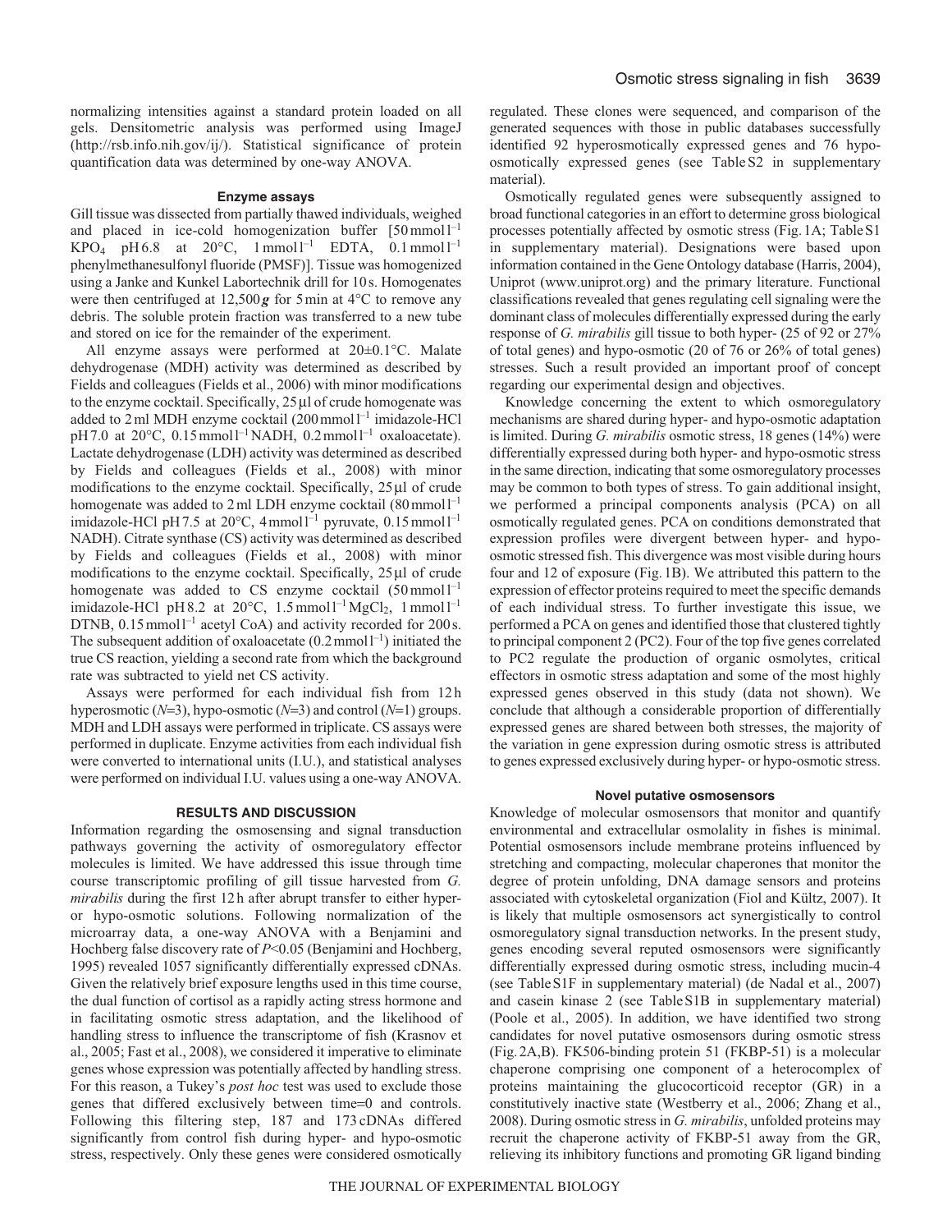normalizing intensities against a standard protein loaded on all gels. Densitometric analysis was performed using ImageJ (http://rsb.info.nih.gov/ij/). Statistical significance of protein quantification data was determined by one-way ANOVA.

### Enzyme assays

Gill tissue was dissected from partially thawed individuals, weighed and placed in ice-cold homogenization buffer [50 mmol l$^{-1}$ $KPO_4$ pH 6.8 at 20°C, 1 mmol l$^{-1}$ EDTA, 0.1 mmol l$^{-1}$ phenylmethanesulfonyl fluoride (PMSF)]. Tissue was homogenized using a Janke and Kunkel Labortechnik drill for 10 s. Homogenates were then centrifuged at 12,500 ***g*** for 5 min at 4°C to remove any debris. The soluble protein fraction was transferred to a new tube and stored on ice for the remainder of the experiment.

All enzyme assays were performed at 20±0.1°C. Malate dehydrogenase (MDH) activity was determined as described by Fields and colleagues (Fields et al., 2006) with minor modifications to the enzyme cocktail. Specifically, 25 μl of crude homogenate was added to 2 ml MDH enzyme cocktail (200 mmol l$^{-1}$ imidazole-HCl pH 7.0 at 20°C, 0.15 mmol l$^{-1}$ NADH, 0.2 mmol l$^{-1}$ oxaloacetate). Lactate dehydrogenase (LDH) activity was determined as described by Fields and colleagues (Fields et al., 2008) with minor modifications to the enzyme cocktail. Specifically, 25 μl of crude homogenate was added to 2 ml LDH enzyme cocktail (80 mmol l$^{-1}$ imidazole-HCl pH 7.5 at 20°C, 4 mmol l$^{-1}$ pyruvate, 0.15 mmol l$^{-1}$ NADH). Citrate synthase (CS) activity was determined as described by Fields and colleagues (Fields et al., 2008) with minor modifications to the enzyme cocktail. Specifically, 25 μl of crude homogenate was added to CS enzyme cocktail (50 mmol l$^{-1}$ imidazole-HCl pH 8.2 at 20°C, 1.5 mmol l$^{-1}$ $MgCl_2$, 1 mmol l$^{-1}$ DTNB, 0.15 mmol l$^{-1}$ acetyl CoA) and activity recorded for 200 s. The subsequent addition of oxaloacetate (0.2 mmol l$^{-1}$) initiated the true CS reaction, yielding a second rate from which the background rate was subtracted to yield net CS activity.

Assays were performed for each individual fish from 12 h hyperosmotic ($N$=3), hypo-osmotic ($N$=3) and control ($N$=1) groups. MDH and LDH assays were performed in triplicate. CS assays were performed in duplicate. Enzyme activities from each individual fish were converted to international units (I.U.), and statistical analyses were performed on individual I.U. values using a one-way ANOVA.

## RESULTS AND DISCUSSION

Information regarding the osmosensing and signal transduction pathways governing the activity of osmoregulatory effector molecules is limited. We have addressed this issue through time course transcriptomic profiling of gill tissue harvested from *G. mirabilis* during the first 12 h after abrupt transfer to either hyper- or hypo-osmotic solutions. Following normalization of the microarray data, a one-way ANOVA with a Benjamini and Hochberg false discovery rate of $P$<0.05 (Benjamini and Hochberg, 1995) revealed 1057 significantly differentially expressed cDNAs. Given the relatively brief exposure lengths used in this time course, the dual function of cortisol as a rapidly acting stress hormone and in facilitating osmotic stress adaptation, and the likelihood of handling stress to influence the transcriptome of fish (Krasnov et al., 2005; Fast et al., 2008), we considered it imperative to eliminate genes whose expression was potentially affected by handling stress. For this reason, a Tukey's *post hoc* test was used to exclude those genes that differed exclusively between time=0 and controls. Following this filtering step, 187 and 173 cDNAs differed significantly from control fish during hyper- and hypo-osmotic stress, respectively. Only these genes were considered osmotically regulated. These clones were sequenced, and comparison of the generated sequences with those in public databases successfully identified 92 hyperosmotically expressed genes and 76 hypo-osmotically expressed genes (see Table S2 in supplementary material).

Osmotically regulated genes were subsequently assigned to broad functional categories in an effort to determine gross biological processes potentially affected by osmotic stress (Fig. 1A; Table S1 in supplementary material). Designations were based upon information contained in the Gene Ontology database (Harris, 2004), Uniprot (www.uniprot.org) and the primary literature. Functional classifications revealed that genes regulating cell signaling were the dominant class of molecules differentially expressed during the early response of *G. mirabilis* gill tissue to both hyper- (25 of 92 or 27% of total genes) and hypo-osmotic (20 of 76 or 26% of total genes) stresses. Such a result provided an important proof of concept regarding our experimental design and objectives.

Knowledge concerning the extent to which osmoregulatory mechanisms are shared during hyper- and hypo-osmotic adaptation is limited. During *G. mirabilis* osmotic stress, 18 genes (14%) were differentially expressed during both hyper- and hypo-osmotic stress in the same direction, indicating that some osmoregulatory processes may be common to both types of stress. To gain additional insight, we performed a principal components analysis (PCA) on all osmotically regulated genes. PCA on conditions demonstrated that expression profiles were divergent between hyper- and hypo-osmotic stressed fish. This divergence was most visible during hours four and 12 of exposure (Fig. 1B). We attributed this pattern to the expression of effector proteins required to meet the specific demands of each individual stress. To further investigate this issue, we performed a PCA on genes and identified those that clustered tightly to principal component 2 (PC2). Four of the top five genes correlated to PC2 regulate the production of organic osmolytes, critical effectors in osmotic stress adaptation and some of the most highly expressed genes observed in this study (data not shown). We conclude that although a considerable proportion of differentially expressed genes are shared between both stresses, the majority of the variation in gene expression during osmotic stress is attributed to genes expressed exclusively during hyper- or hypo-osmotic stress.

### Novel putative osmosensors

Knowledge of molecular osmosensors that monitor and quantify environmental and extracellular osmolality in fishes is minimal. Potential osmosensors include membrane proteins influenced by stretching and compacting, molecular chaperones that monitor the degree of protein unfolding, DNA damage sensors and proteins associated with cytoskeletal organization (Fiol and Kültz, 2007). It is likely that multiple osmosensors act synergistically to control osmoregulatory signal transduction networks. In the present study, genes encoding several reputed osmosensors were significantly differentially expressed during osmotic stress, including mucin-4 (see Table S1F in supplementary material) (de Nadal et al., 2007) and casein kinase 2 (see Table S1B in supplementary material) (Poole et al., 2005). In addition, we have identified two strong candidates for novel putative osmosensors during osmotic stress (Fig. 2A,B). FK506-binding protein 51 (FKBP-51) is a molecular chaperone comprising one component of a heterocomplex of proteins maintaining the glucocorticoid receptor (GR) in a constitutively inactive state (Westberry et al., 2006; Zhang et al., 2008). During osmotic stress in *G. mirabilis*, unfolded proteins may recruit the chaperone activity of FKBP-51 away from the GR, relieving its inhibitory functions and promoting GR ligand binding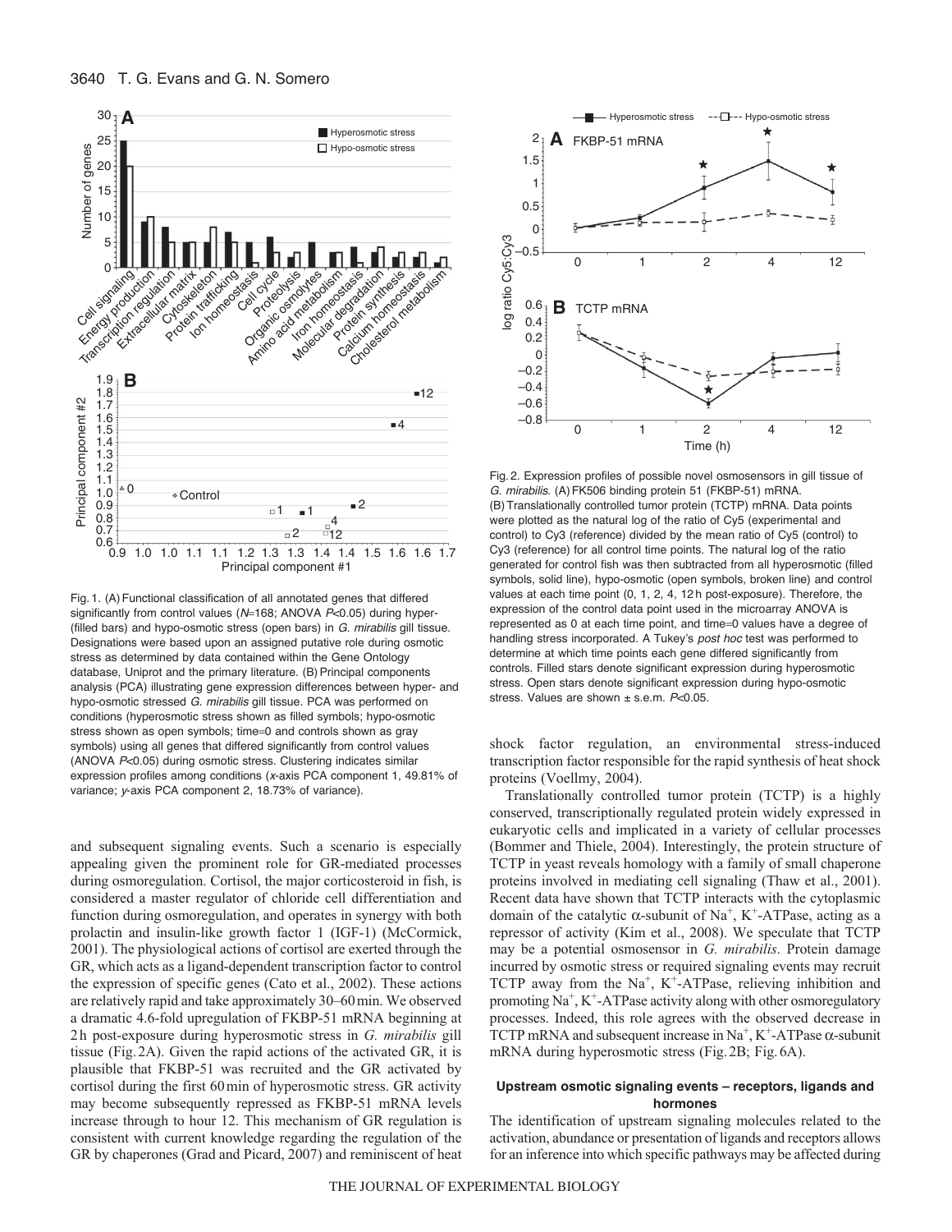Fig. 1. (A) Functional classification of all annotated genes that differed significantly from control values ($N$=168; ANOVA $P$<0.05) during hyper- (filled bars) and hypo-osmotic stress (open bars) in *G. mirabilis* gill tissue. Designations were based upon an assigned putative role during osmotic stress as determined by data contained within the Gene Ontology database, Uniprot and the primary literature. (B) Principal components analysis (PCA) illustrating gene expression differences between hyper- and hypo-osmotic stressed *G. mirabilis* gill tissue. PCA was performed on conditions (hyperosmotic stress shown as filled symbols; hypo-osmotic stress shown as open symbols; time=0 and controls shown as gray symbols) using all genes that differed significantly from control values (ANOVA $P$<0.05) during osmotic stress. Clustering indicates similar expression profiles among conditions ($x$-axis PCA component 1, 49.81% of variance; $y$-axis PCA component 2, 18.73% of variance).

Fig. 2. Expression profiles of possible novel osmosensors in gill tissue of *G. mirabilis*. (A) FK506 binding protein 51 (FKBP-51) mRNA. (B) Translationally controlled tumor protein (TCTP) mRNA. Data points were plotted as the natural log of the ratio of Cy5 (experimental and control) to Cy3 (reference) divided by the mean ratio of Cy5 (control) to Cy3 (reference) for all control time points. The natural log of the ratio generated for control fish was then subtracted from all hyperosmotic (filled symbols, solid line), hypo-osmotic (open symbols, broken line) and control values at each time point (0, 1, 2, 4, 12 h post-exposure). Therefore, the expression of the control data point used in the microarray ANOVA is represented as 0 at each time point, and time=0 values have a degree of handling stress incorporated. A Tukey's *post hoc* test was performed to determine at which time points each gene differed significantly from controls. Filled stars denote significant expression during hyperosmotic stress. Open stars denote significant expression during hypo-osmotic stress. Values are shown ± s.e.m. $P$<0.05.

and subsequent signaling events. Such a scenario is especially appealing given the prominent role for GR-mediated processes during osmoregulation. Cortisol, the major corticosteroid in fish, is considered a master regulator of chloride cell differentiation and function during osmoregulation, and operates in synergy with both prolactin and insulin-like growth factor 1 (IGF-1) (McCormick, 2001). The physiological actions of cortisol are exerted through the GR, which acts as a ligand-dependent transcription factor to control the expression of specific genes (Cato et al., 2002). These actions are relatively rapid and take approximately 30–60 min. We observed a dramatic 4.6-fold upregulation of FKBP-51 mRNA beginning at 2 h post-exposure during hyperosmotic stress in *G. mirabilis* gill tissue (Fig. 2A). Given the rapid actions of the activated GR, it is plausible that FKBP-51 was recruited and the GR activated by cortisol during the first 60 min of hyperosmotic stress. GR activity may become subsequently repressed as FKBP-51 mRNA levels increase through to hour 12. This mechanism of GR regulation is consistent with current knowledge regarding the regulation of the GR by chaperones (Grad and Picard, 2007) and reminiscent of heat shock factor regulation, an environmental stress-induced transcription factor responsible for the rapid synthesis of heat shock proteins (Voellmy, 2004).

Translationally controlled tumor protein (TCTP) is a highly conserved, transcriptionally regulated protein widely expressed in eukaryotic cells and implicated in a variety of cellular processes (Bommer and Thiele, 2004). Interestingly, the protein structure of TCTP in yeast reveals homology with a family of small chaperone proteins involved in mediating cell signaling (Thaw et al., 2001). Recent data have shown that TCTP interacts with the cytoplasmic domain of the catalytic α-subunit of $Na^+$, $K^+$-ATPase, acting as a repressor of activity (Kim et al., 2008). We speculate that TCTP may be a potential osmosensor in *G. mirabilis*. Protein damage incurred by osmotic stress or required signaling events may recruit TCTP away from the $Na^+$, $K^+$-ATPase, relieving inhibition and promoting $Na^+$, $K^+$-ATPase activity along with other osmoregulatory processes. Indeed, this role agrees with the observed decrease in TCTP mRNA and subsequent increase in $Na^+$, $K^+$-ATPase α-subunit mRNA during hyperosmotic stress (Fig. 2B; Fig. 6A).

### Upstream osmotic signaling events – receptors, ligands and hormones

The identification of upstream signaling molecules related to the activation, abundance or presentation of ligands and receptors allows for an inference into which specific pathways may be affected during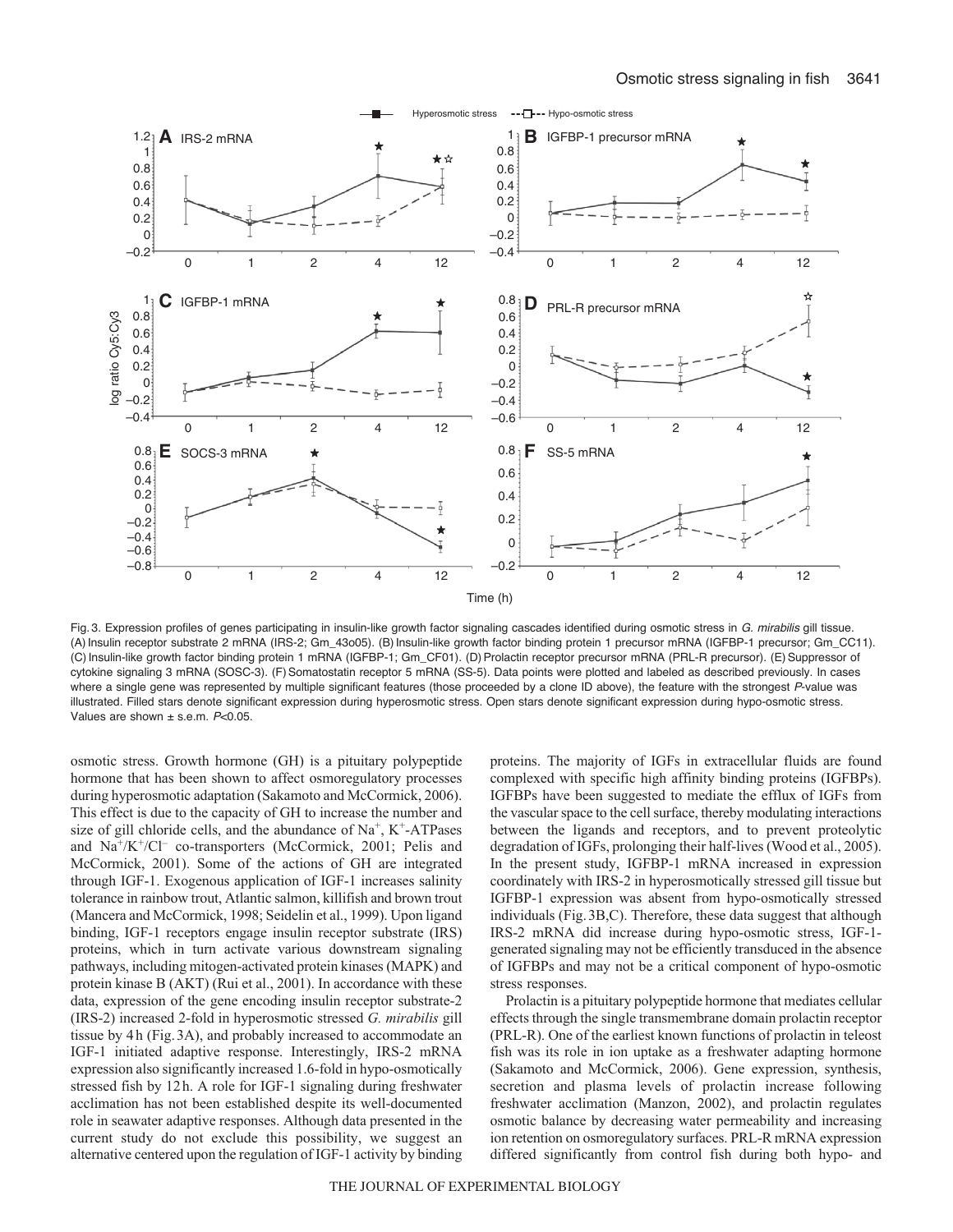Fig. 3. Expression profiles of genes participating in insulin-like growth factor signaling cascades identified during osmotic stress in *G. mirabilis* gill tissue. (A) Insulin receptor substrate 2 mRNA (IRS-2; Gm_43o05). (B) Insulin-like growth factor binding protein 1 precursor mRNA (IGFBP-1 precursor; Gm_CC11). (C) Insulin-like growth factor binding protein 1 mRNA (IGFBP-1; Gm_CF01). (D) Prolactin receptor precursor mRNA (PRL-R precursor). (E) Suppressor of cytokine signaling 3 mRNA (SOSC-3). (F) Somatostatin receptor 5 mRNA (SS-5). Data points were plotted and labeled as described previously. In cases where a single gene was represented by multiple significant features (those proceeded by a clone ID above), the feature with the strongest *P*-value was illustrated. Filled stars denote significant expression during hyperosmotic stress. Open stars denote significant expression during hypo-osmotic stress. Values are shown ± s.e.m. $P<0.05$.

osmotic stress. Growth hormone (GH) is a pituitary polypeptide hormone that has been shown to affect osmoregulatory processes during hyperosmotic adaptation (Sakamoto and McCormick, 2006). This effect is due to the capacity of GH to increase the number and size of gill chloride cells, and the abundance of $Na^+$, $K^+$-ATPases and $Na^+/K^+/Cl^-$ co-transporters (McCormick, 2001; Pelis and McCormick, 2001). Some of the actions of GH are integrated through IGF-1. Exogenous application of IGF-1 increases salinity tolerance in rainbow trout, Atlantic salmon, killifish and brown trout (Mancera and McCormick, 1998; Seidelin et al., 1999). Upon ligand binding, IGF-1 receptors engage insulin receptor substrate (IRS) proteins, which in turn activate various downstream signaling pathways, including mitogen-activated protein kinases (MAPK) and protein kinase B (AKT) (Rui et al., 2001). In accordance with these data, expression of the gene encoding insulin receptor substrate-2 (IRS-2) increased 2-fold in hyperosmotic stressed *G. mirabilis* gill tissue by 4 h (Fig. 3A), and probably increased to accommodate an IGF-1 initiated adaptive response. Interestingly, IRS-2 mRNA expression also significantly increased 1.6-fold in hypo-osmotically stressed fish by 12 h. A role for IGF-1 signaling during freshwater acclimation has not been established despite its well-documented role in seawater adaptive responses. Although data presented in the current study do not exclude this possibility, we suggest an alternative centered upon the regulation of IGF-1 activity by binding proteins. The majority of IGFs in extracellular fluids are found complexed with specific high affinity binding proteins (IGFBPs). IGFBPs have been suggested to mediate the efflux of IGFs from the vascular space to the cell surface, thereby modulating interactions between the ligands and receptors, and to prevent proteolytic degradation of IGFs, prolonging their half-lives (Wood et al., 2005). In the present study, IGFBP-1 mRNA increased in expression coordinately with IRS-2 in hyperosmotically stressed gill tissue but IGFBP-1 expression was absent from hypo-osmotically stressed individuals (Fig. 3B,C). Therefore, these data suggest that although IRS-2 mRNA did increase during hypo-osmotic stress, IGF-1-generated signaling may not be efficiently transduced in the absence of IGFBPs and may not be a critical component of hypo-osmotic stress responses.

Prolactin is a pituitary polypeptide hormone that mediates cellular effects through the single transmembrane domain prolactin receptor (PRL-R). One of the earliest known functions of prolactin in teleost fish was its role in ion uptake as a freshwater adapting hormone (Sakamoto and McCormick, 2006). Gene expression, synthesis, secretion and plasma levels of prolactin increase following freshwater acclimation (Manzon, 2002), and prolactin regulates osmotic balance by decreasing water permeability and increasing ion retention on osmoregulatory surfaces. PRL-R mRNA expression differed significantly from control fish during both hypo- and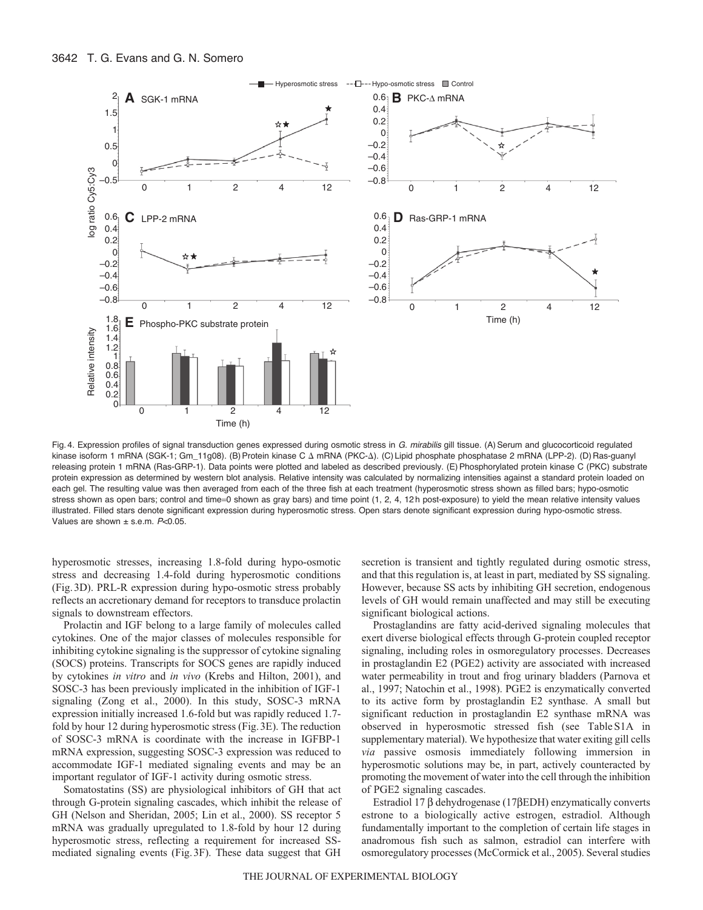Fig. 4. Expression profiles of signal transduction genes expressed during osmotic stress in *G. mirabilis* gill tissue. (A) Serum and glucocorticoid regulated kinase isoform 1 mRNA (SGK-1; Gm_11g08). (B) Protein kinase C Δ mRNA (PKC-Δ). (C) Lipid phosphate phosphatase 2 mRNA (LPP-2). (D) Ras-guanyl releasing protein 1 mRNA (Ras-GRP-1). Data points were plotted and labeled as described previously. (E) Phosphorylated protein kinase C (PKC) substrate protein expression as determined by western blot analysis. Relative intensity was calculated by normalizing intensities against a standard protein loaded on each gel. The resulting value was then averaged from each of the three fish at each treatment (hyperosmotic stress shown as filled bars; hypo-osmotic stress shown as open bars; control and time=0 shown as gray bars) and time point (1, 2, 4, 12 h post-exposure) to yield the mean relative intensity values illustrated. Filled stars denote significant expression during hyperosmotic stress. Open stars denote significant expression during hypo-osmotic stress. Values are shown ± s.e.m. $P<0.05$.

hyperosmotic stresses, increasing 1.8-fold during hypo-osmotic stress and decreasing 1.4-fold during hyperosmotic conditions (Fig. 3D). PRL-R expression during hypo-osmotic stress probably reflects an accretionary demand for receptors to transduce prolactin signals to downstream effectors.

Prolactin and IGF belong to a large family of molecules called cytokines. One of the major classes of molecules responsible for inhibiting cytokine signaling is the suppressor of cytokine signaling (SOCS) proteins. Transcripts for SOCS genes are rapidly induced by cytokines *in vitro* and *in vivo* (Krebs and Hilton, 2001), and SOSC-3 has been previously implicated in the inhibition of IGF-1 signaling (Zong et al., 2000). In this study, SOSC-3 mRNA expression initially increased 1.6-fold but was rapidly reduced 1.7-fold by hour 12 during hyperosmotic stress (Fig. 3E). The reduction of SOSC-3 mRNA is coordinate with the increase in IGFBP-1 mRNA expression, suggesting SOSC-3 expression was reduced to accommodate IGF-1 mediated signaling events and may be an important regulator of IGF-1 activity during osmotic stress.

Somatostatins (SS) are physiological inhibitors of GH that act through G-protein signaling cascades, which inhibit the release of GH (Nelson and Sheridan, 2005; Lin et al., 2000). SS receptor 5 mRNA was gradually upregulated to 1.8-fold by hour 12 during hyperosmotic stress, reflecting a requirement for increased SS-mediated signaling events (Fig. 3F). These data suggest that GH secretion is transient and tightly regulated during osmotic stress, and that this regulation is, at least in part, mediated by SS signaling. However, because SS acts by inhibiting GH secretion, endogenous levels of GH would remain unaffected and may still be executing significant biological actions.

Prostaglandins are fatty acid-derived signaling molecules that exert diverse biological effects through G-protein coupled receptor signaling, including roles in osmoregulatory processes. Decreases in prostaglandin E2 (PGE2) activity are associated with increased water permeability in trout and frog urinary bladders (Parnova et al., 1997; Natochin et al., 1998). PGE2 is enzymatically converted to its active form by prostaglandin E2 synthase. A small but significant reduction in prostaglandin E2 synthase mRNA was observed in hyperosmotic stressed fish (see Table S1A in supplementary material). We hypothesize that water exiting gill cells *via* passive osmosis immediately following immersion in hyperosmotic solutions may be, in part, actively counteracted by promoting the movement of water into the cell through the inhibition of PGE2 signaling cascades.

Estradiol 17 β dehydrogenase (17βEDH) enzymatically converts estrone to a biologically active estrogen, estradiol. Although fundamentally important to the completion of certain life stages in anadromous fish such as salmon, estradiol can interfere with osmoregulatory processes (McCormick et al., 2005). Several studies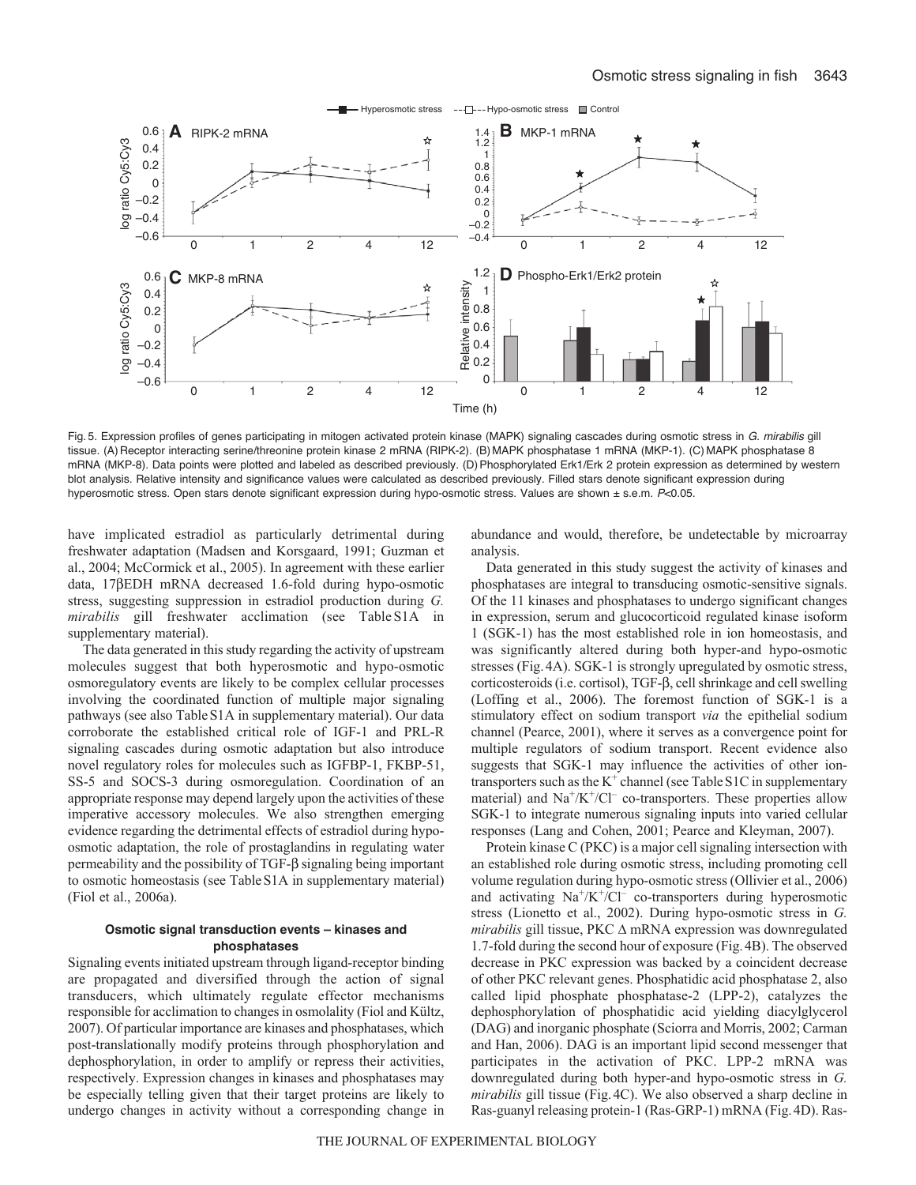Fig. 5. Expression profiles of genes participating in mitogen activated protein kinase (MAPK) signaling cascades during osmotic stress in *G. mirabilis* gill tissue. (A) Receptor interacting serine/threonine protein kinase 2 mRNA (RIPK-2). (B) MAPK phosphatase 1 mRNA (MKP-1). (C) MAPK phosphatase 8 mRNA (MKP-8). Data points were plotted and labeled as described previously. (D) Phosphorylated Erk1/Erk 2 protein expression as determined by western blot analysis. Relative intensity and significance values were calculated as described previously. Filled stars denote significant expression during hyperosmotic stress. Open stars denote significant expression during hypo-osmotic stress. Values are shown ± s.e.m. $P<0.05$.

have implicated estradiol as particularly detrimental during freshwater adaptation (Madsen and Korsgaard, 1991; Guzman et al., 2004; McCormick et al., 2005). In agreement with these earlier data, 17βEDH mRNA decreased 1.6-fold during hypo-osmotic stress, suggesting suppression in estradiol production during *G. mirabilis* gill freshwater acclimation (see Table S1A in supplementary material).

The data generated in this study regarding the activity of upstream molecules suggest that both hyperosmotic and hypo-osmotic osmoregulatory events are likely to be complex cellular processes involving the coordinated function of multiple major signaling pathways (see also Table S1A in supplementary material). Our data corroborate the established critical role of IGF-1 and PRL-R signaling cascades during osmotic adaptation but also introduce novel regulatory roles for molecules such as IGFBP-1, FKBP-51, SS-5 and SOCS-3 during osmoregulation. Coordination of an appropriate response may depend largely upon the activities of these imperative accessory molecules. We also strengthen emerging evidence regarding the detrimental effects of estradiol during hypo-osmotic adaptation, the role of prostaglandins in regulating water permeability and the possibility of TGF-β signaling being important to osmotic homeostasis (see Table S1A in supplementary material) (Fiol et al., 2006a).

### Osmotic signal transduction events – kinases and phosphatases

Signaling events initiated upstream through ligand-receptor binding are propagated and diversified through the action of signal transducers, which ultimately regulate effector mechanisms responsible for acclimation to changes in osmolality (Fiol and Kültz, 2007). Of particular importance are kinases and phosphatases, which post-translationally modify proteins through phosphorylation and dephosphorylation, in order to amplify or repress their activities, respectively. Expression changes in kinases and phosphatases may be especially telling given that their target proteins are likely to undergo changes in activity without a corresponding change in abundance and would, therefore, be undetectable by microarray analysis.

Data generated in this study suggest the activity of kinases and phosphatases are integral to transducing osmotic-sensitive signals. Of the 11 kinases and phosphatases to undergo significant changes in expression, serum and glucocorticoid regulated kinase isoform 1 (SGK-1) has the most established role in ion homeostasis, and was significantly altered during both hyper-and hypo-osmotic stresses (Fig. 4A). SGK-1 is strongly upregulated by osmotic stress, corticosteroids (i.e. cortisol), TGF-β, cell shrinkage and cell swelling (Loffing et al., 2006). The foremost function of SGK-1 is a stimulatory effect on sodium transport *via* the epithelial sodium channel (Pearce, 2001), where it serves as a convergence point for multiple regulators of sodium transport. Recent evidence also suggests that SGK-1 may influence the activities of other ion-transporters such as the $K^+$ channel (see Table S1C in supplementary material) and $Na^+/K^+/Cl^-$ co-transporters. These properties allow SGK-1 to integrate numerous signaling inputs into varied cellular responses (Lang and Cohen, 2001; Pearce and Kleyman, 2007).

Protein kinase C (PKC) is a major cell signaling intersection with an established role during osmotic stress, including promoting cell volume regulation during hypo-osmotic stress (Ollivier et al., 2006) and activating $Na^+/K^+/Cl^-$ co-transporters during hyperosmotic stress (Lionetto et al., 2002). During hypo-osmotic stress in *G. mirabilis* gill tissue, PKC Δ mRNA expression was downregulated 1.7-fold during the second hour of exposure (Fig. 4B). The observed decrease in PKC expression was backed by a coincident decrease of other PKC relevant genes. Phosphatidic acid phosphatase 2, also called lipid phosphate phosphatase-2 (LPP-2), catalyzes the dephosphorylation of phosphatidic acid yielding diacylglycerol (DAG) and inorganic phosphate (Sciorra and Morris, 2002; Carman and Han, 2006). DAG is an important lipid second messenger that participates in the activation of PKC. LPP-2 mRNA was downregulated during both hyper-and hypo-osmotic stress in *G. mirabilis* gill tissue (Fig. 4C). We also observed a sharp decline in Ras-guanyl releasing protein-1 (Ras-GRP-1) mRNA (Fig. 4D). Ras-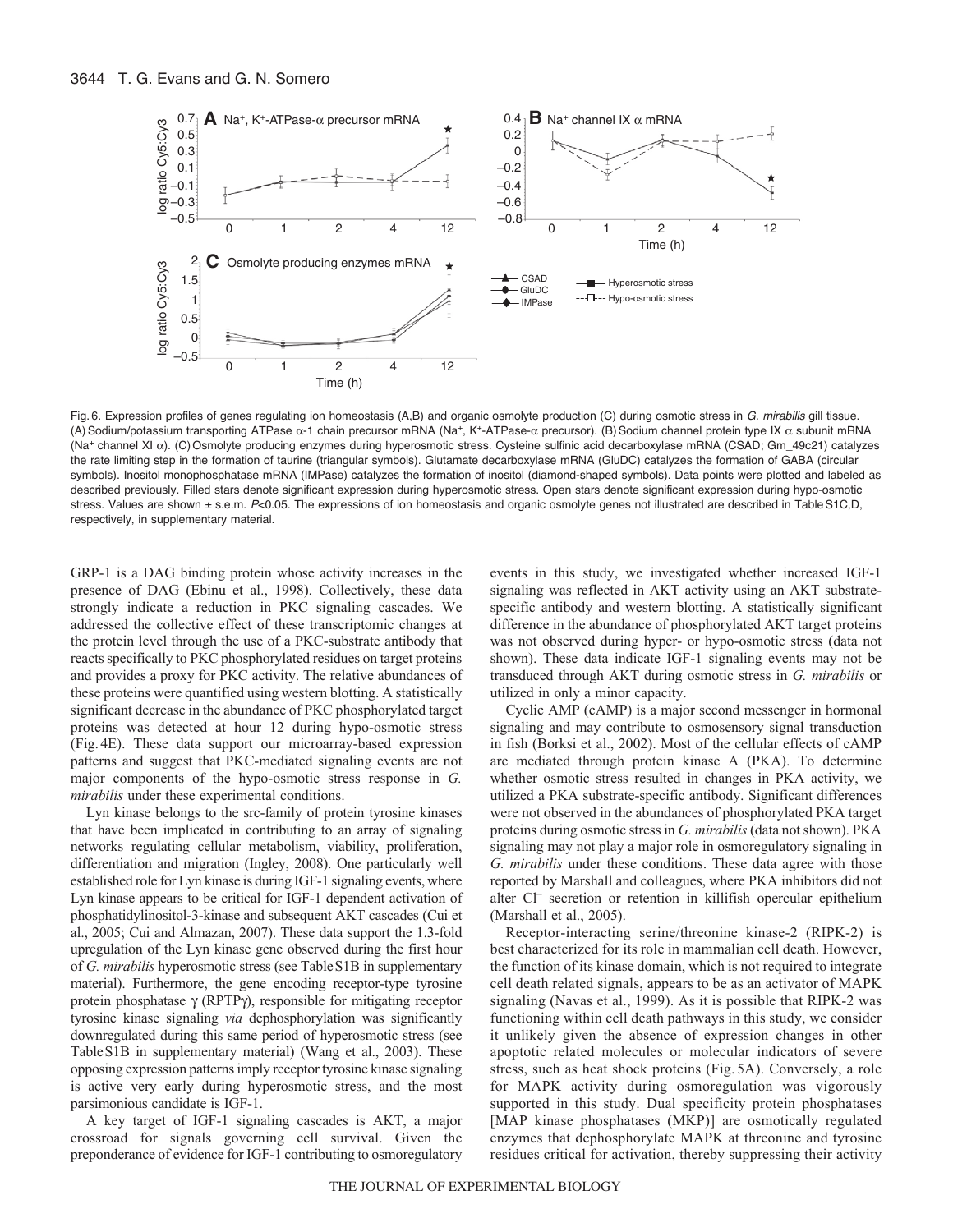Fig. 6. Expression profiles of genes regulating ion homeostasis (A,B) and organic osmolyte production (C) during osmotic stress in *G. mirabilis* gill tissue. (A) Sodium/potassium transporting ATPase α-1 chain precursor mRNA ($Na^+$, $K^+$-ATPase-α precursor). (B) Sodium channel protein type IX α subunit mRNA ($Na^+$ channel XI α). (C) Osmolyte producing enzymes during hyperosmotic stress. Cysteine sulfinic acid decarboxylase mRNA (CSAD; Gm_49c21) catalyzes the rate limiting step in the formation of taurine (triangular symbols). Glutamate decarboxylase mRNA (GluDC) catalyzes the formation of GABA (circular symbols). Inositol monophosphatase mRNA (IMPase) catalyzes the formation of inositol (diamond-shaped symbols). Data points were plotted and labeled as described previously. Filled stars denote significant expression during hyperosmotic stress. Open stars denote significant expression during hypo-osmotic stress. Values are shown ± s.e.m. $P<0.05$. The expressions of ion homeostasis and organic osmolyte genes not illustrated are described in Table S1C,D, respectively, in supplementary material.

GRP-1 is a DAG binding protein whose activity increases in the presence of DAG (Ebinu et al., 1998). Collectively, these data strongly indicate a reduction in PKC signaling cascades. We addressed the collective effect of these transcriptomic changes at the protein level through the use of a PKC-substrate antibody that reacts specifically to PKC phosphorylated residues on target proteins and provides a proxy for PKC activity. The relative abundances of these proteins were quantified using western blotting. A statistically significant decrease in the abundance of PKC phosphorylated target proteins was detected at hour 12 during hypo-osmotic stress (Fig. 4E). These data support our microarray-based expression patterns and suggest that PKC-mediated signaling events are not major components of the hypo-osmotic stress response in *G. mirabilis* under these experimental conditions.

Lyn kinase belongs to the src-family of protein tyrosine kinases that have been implicated in contributing to an array of signaling networks regulating cellular metabolism, viability, proliferation, differentiation and migration (Ingley, 2008). One particularly well established role for Lyn kinase is during IGF-1 signaling events, where Lyn kinase appears to be critical for IGF-1 dependent activation of phosphatidylinositol-3-kinase and subsequent AKT cascades (Cui et al., 2005; Cui and Almazan, 2007). These data support the 1.3-fold upregulation of the Lyn kinase gene observed during the first hour of *G. mirabilis* hyperosmotic stress (see Table S1B in supplementary material). Furthermore, the gene encoding receptor-type tyrosine protein phosphatase γ (RPTPγ), responsible for mitigating receptor tyrosine kinase signaling *via* dephosphorylation was significantly downregulated during this same period of hyperosmotic stress (see Table S1B in supplementary material) (Wang et al., 2003). These opposing expression patterns imply receptor tyrosine kinase signaling is active very early during hyperosmotic stress, and the most parsimonious candidate is IGF-1.

A key target of IGF-1 signaling cascades is AKT, a major crossroad for signals governing cell survival. Given the preponderance of evidence for IGF-1 contributing to osmoregulatory events in this study, we investigated whether increased IGF-1 signaling was reflected in AKT activity using an AKT substrate-specific antibody and western blotting. A statistically significant difference in the abundance of phosphorylated AKT target proteins was not observed during hyper- or hypo-osmotic stress (data not shown). These data indicate IGF-1 signaling events may not be transduced through AKT during osmotic stress in *G. mirabilis* or utilized in only a minor capacity.

Cyclic AMP (cAMP) is a major second messenger in hormonal signaling and may contribute to osmosensory signal transduction in fish (Borksi et al., 2002). Most of the cellular effects of cAMP are mediated through protein kinase A (PKA). To determine whether osmotic stress resulted in changes in PKA activity, we utilized a PKA substrate-specific antibody. Significant differences were not observed in the abundances of phosphorylated PKA target proteins during osmotic stress in *G. mirabilis* (data not shown). PKA signaling may not play a major role in osmoregulatory signaling in *G. mirabilis* under these conditions. These data agree with those reported by Marshall and colleagues, where PKA inhibitors did not alter $Cl^-$ secretion or retention in killifish opercular epithelium (Marshall et al., 2005).

Receptor-interacting serine/threonine kinase-2 (RIPK-2) is best characterized for its role in mammalian cell death. However, the function of its kinase domain, which is not required to integrate cell death related signals, appears to be as an activator of MAPK signaling (Navas et al., 1999). As it is possible that RIPK-2 was functioning within cell death pathways in this study, we consider it unlikely given the absence of expression changes in other apoptotic related molecules or molecular indicators of severe stress, such as heat shock proteins (Fig. 5A). Conversely, a role for MAPK activity during osmoregulation was vigorously supported in this study. Dual specificity protein phosphatases [MAP kinase phosphatases (MKP)] are osmotically regulated enzymes that dephosphorylate MAPK at threonine and tyrosine residues critical for activation, thereby suppressing their activity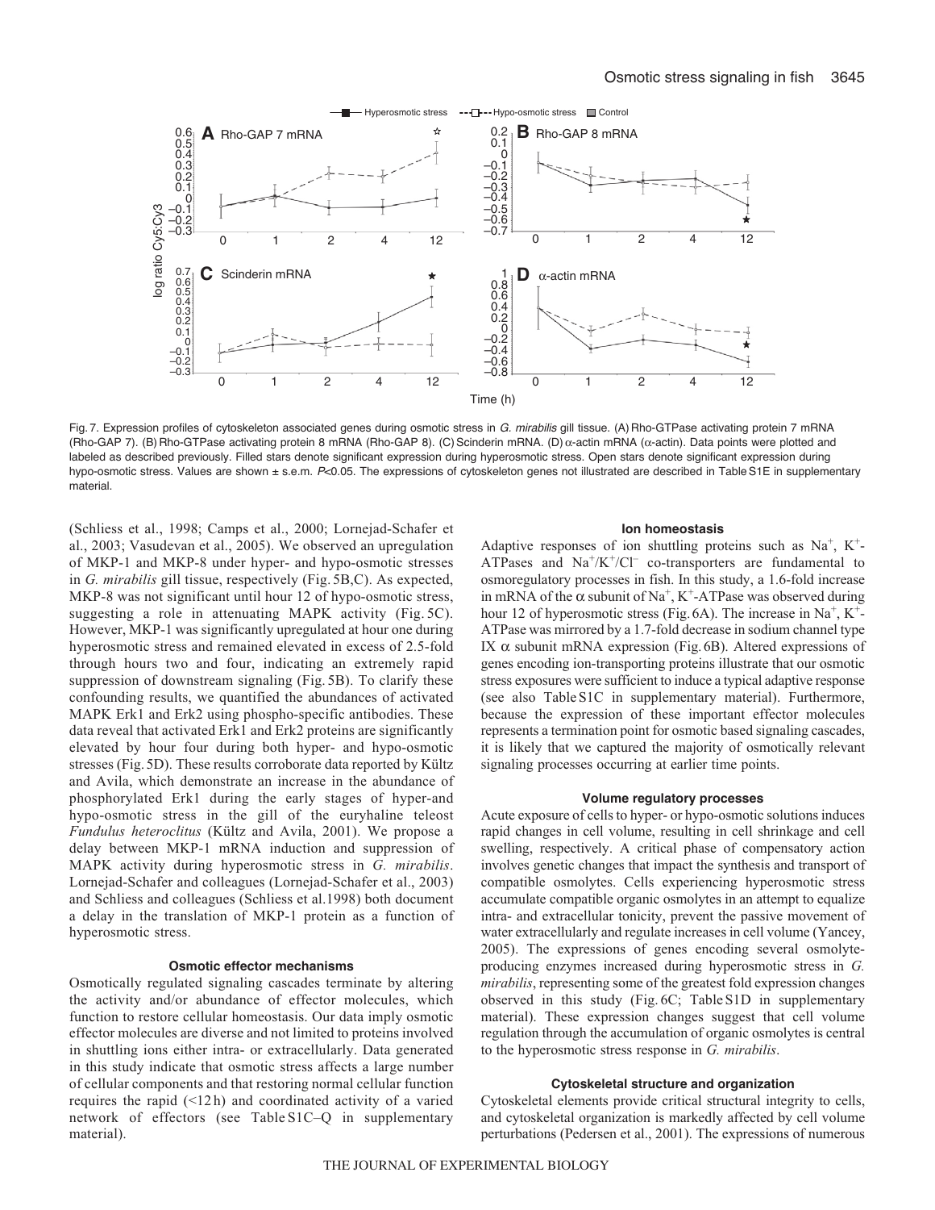Fig. 7. Expression profiles of cytoskeleton associated genes during osmotic stress in *G. mirabilis* gill tissue. (A) Rho-GTPase activating protein 7 mRNA (Rho-GAP 7). (B) Rho-GTPase activating protein 8 mRNA (Rho-GAP 8). (C) Scinderin mRNA. (D) α-actin mRNA (α-actin). Data points were plotted and labeled as described previously. Filled stars denote significant expression during hyperosmotic stress. Open stars denote significant expression during hypo-osmotic stress. Values are shown ± s.e.m. $P<0.05$. The expressions of cytoskeleton genes not illustrated are described in Table S1E in supplementary material.

(Schliess et al., 1998; Camps et al., 2000; Lornejad-Schafer et al., 2003; Vasudevan et al., 2005). We observed an upregulation of MKP-1 and MKP-8 under hyper- and hypo-osmotic stresses in *G. mirabilis* gill tissue, respectively (Fig. 5B,C). As expected, MKP-8 was not significant until hour 12 of hypo-osmotic stress, suggesting a role in attenuating MAPK activity (Fig. 5C). However, MKP-1 was significantly upregulated at hour one during hyperosmotic stress and remained elevated in excess of 2.5-fold through hours two and four, indicating an extremely rapid suppression of downstream signaling (Fig. 5B). To clarify these confounding results, we quantified the abundances of activated MAPK Erk1 and Erk2 using phospho-specific antibodies. These data reveal that activated Erk1 and Erk2 proteins are significantly elevated by hour four during both hyper- and hypo-osmotic stresses (Fig. 5D). These results corroborate data reported by Kültz and Avila, which demonstrate an increase in the abundance of phosphorylated Erk1 during the early stages of hyper-and hypo-osmotic stress in the gill of the euryhaline teleost *Fundulus heteroclitus* (Kültz and Avila, 2001). We propose a delay between MKP-1 mRNA induction and suppression of MAPK activity during hyperosmotic stress in *G. mirabilis*. Lornejad-Schafer and colleagues (Lornejad-Schafer et al., 2003) and Schliess and colleagues (Schliess et al.1998) both document a delay in the translation of MKP-1 protein as a function of hyperosmotic stress.

### Osmotic effector mechanisms

Osmotically regulated signaling cascades terminate by altering the activity and/or abundance of effector molecules, which function to restore cellular homeostasis. Our data imply osmotic effector molecules are diverse and not limited to proteins involved in shuttling ions either intra- or extracellularly. Data generated in this study indicate that osmotic stress affects a large number of cellular components and that restoring normal cellular function requires the rapid (<12 h) and coordinated activity of a varied network of effectors (see Table S1C–Q in supplementary material).

### Ion homeostasis

Adaptive responses of ion shuttling proteins such as $Na^+$, $K^+$-ATPases and $Na^+/K^+/Cl^-$ co-transporters are fundamental to osmoregulatory processes in fish. In this study, a 1.6-fold increase in mRNA of the α subunit of $Na^+$, $K^+$-ATPase was observed during hour 12 of hyperosmotic stress (Fig. 6A). The increase in $Na^+$, $K^+$-ATPase was mirrored by a 1.7-fold decrease in sodium channel type IX α subunit mRNA expression (Fig. 6B). Altered expressions of genes encoding ion-transporting proteins illustrate that our osmotic stress exposures were sufficient to induce a typical adaptive response (see also Table S1C in supplementary material). Furthermore, because the expression of these important effector molecules represents a termination point for osmotic based signaling cascades, it is likely that we captured the majority of osmotically relevant signaling processes occurring at earlier time points.

### Volume regulatory processes

Acute exposure of cells to hyper- or hypo-osmotic solutions induces rapid changes in cell volume, resulting in cell shrinkage and cell swelling, respectively. A critical phase of compensatory action involves genetic changes that impact the synthesis and transport of compatible osmolytes. Cells experiencing hyperosmotic stress accumulate compatible organic osmolytes in an attempt to equalize intra- and extracellular tonicity, prevent the passive movement of water extracellularly and regulate increases in cell volume (Yancey, 2005). The expressions of genes encoding several osmolyte-producing enzymes increased during hyperosmotic stress in *G. mirabilis*, representing some of the greatest fold expression changes observed in this study (Fig. 6C; Table S1D in supplementary material). These expression changes suggest that cell volume regulation through the accumulation of organic osmolytes is central to the hyperosmotic stress response in *G. mirabilis*.

### Cytoskeletal structure and organization

Cytoskeletal elements provide critical structural integrity to cells, and cytoskeletal organization is markedly affected by cell volume perturbations (Pedersen et al., 2001). The expressions of numerous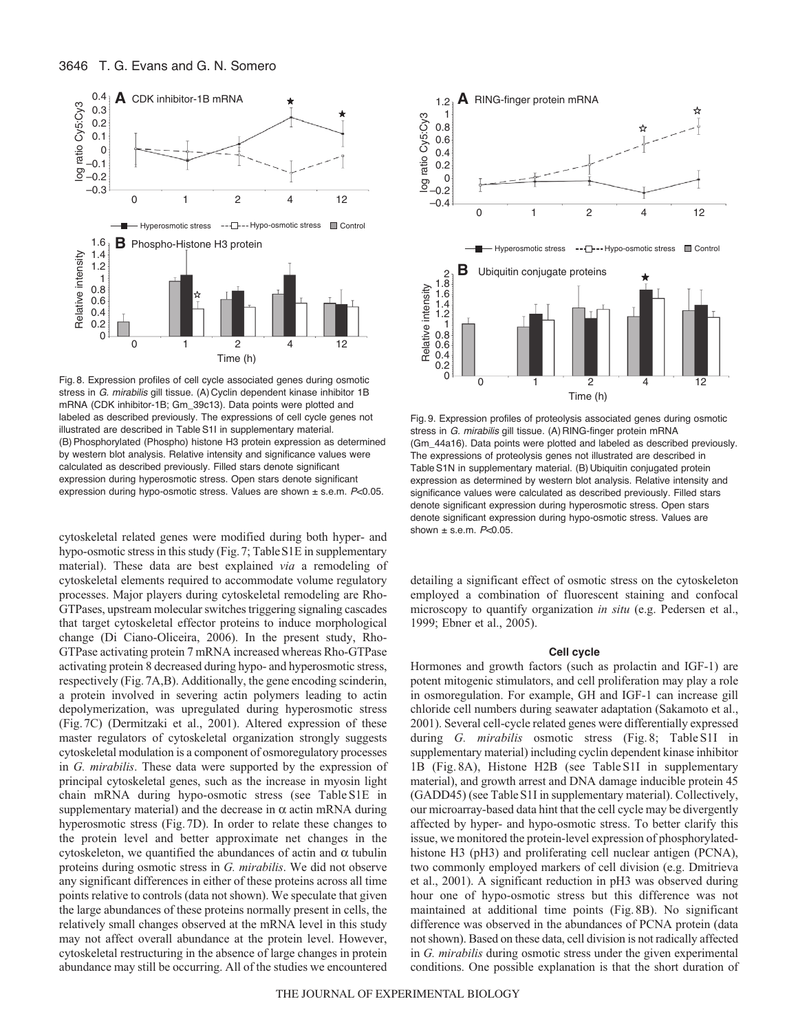Fig. 8. Expression profiles of cell cycle associated genes during osmotic stress in *G. mirabilis* gill tissue. (A) Cyclin dependent kinase inhibitor 1B mRNA (CDK inhibitor-1B; Gm_39c13). Data points were plotted and labeled as described previously. The expressions of cell cycle genes not illustrated are described in Table S1I in supplementary material. (B) Phosphorylated (Phospho) histone H3 protein expression as determined by western blot analysis. Relative intensity and significance values were calculated as described previously. Filled stars denote significant expression during hyperosmotic stress. Open stars denote significant expression during hypo-osmotic stress. Values are shown ± s.e.m. $P<0.05$.

Fig. 9. Expression profiles of proteolysis associated genes during osmotic stress in *G. mirabilis* gill tissue. (A) RING-finger protein mRNA (Gm_44a16). Data points were plotted and labeled as described previously. The expressions of proteolysis genes not illustrated are described in Table S1N in supplementary material. (B) Ubiquitin conjugated protein expression as determined by western blot analysis. Relative intensity and significance values were calculated as described previously. Filled stars denote significant expression during hyperosmotic stress. Open stars denote significant expression during hypo-osmotic stress. Values are shown ± s.e.m. $P<0.05$.

cytoskeletal related genes were modified during both hyper- and hypo-osmotic stress in this study (Fig. 7; Table S1E in supplementary material). These data are best explained *via* a remodeling of cytoskeletal elements required to accommodate volume regulatory processes. Major players during cytoskeletal remodeling are Rho-GTPases, upstream molecular switches triggering signaling cascades that target cytoskeletal effector proteins to induce morphological change (Di Ciano-Oliceira, 2006). In the present study, Rho-GTPase activating protein 7 mRNA increased whereas Rho-GTPase activating protein 8 decreased during hypo- and hyperosmotic stress, respectively (Fig. 7A,B). Additionally, the gene encoding scinderin, a protein involved in severing actin polymers leading to actin depolymerization, was upregulated during hyperosmotic stress (Fig. 7C) (Dermitzaki et al., 2001). Altered expression of these master regulators of cytoskeletal organization strongly suggests cytoskeletal modulation is a component of osmoregulatory processes in *G. mirabilis*. These data were supported by the expression of principal cytoskeletal genes, such as the increase in myosin light chain mRNA during hypo-osmotic stress (see Table S1E in supplementary material) and the decrease in $\alpha$ actin mRNA during hyperosmotic stress (Fig. 7D). In order to relate these changes to the protein level and better approximate net changes in the cytoskeleton, we quantified the abundances of actin and $\alpha$ tubulin proteins during osmotic stress in *G. mirabilis*. We did not observe any significant differences in either of these proteins across all time points relative to controls (data not shown). We speculate that given the large abundances of these proteins normally present in cells, the relatively small changes observed at the mRNA level in this study may not affect overall abundance at the protein level. However, cytoskeletal restructuring in the absence of large changes in protein abundance may still be occurring. All of the studies we encountered detailing a significant effect of osmotic stress on the cytoskeleton employed a combination of fluorescent staining and confocal microscopy to quantify organization *in situ* (e.g. Pedersen et al., 1999; Ebner et al., 2005).

### Cell cycle

Hormones and growth factors (such as prolactin and IGF-1) are potent mitogenic stimulators, and cell proliferation may play a role in osmoregulation. For example, GH and IGF-1 can increase gill chloride cell numbers during seawater adaptation (Sakamoto et al., 2001). Several cell-cycle related genes were differentially expressed during *G. mirabilis* osmotic stress (Fig. 8; Table S1I in supplementary material) including cyclin dependent kinase inhibitor 1B (Fig. 8A), Histone H2B (see Table S1I in supplementary material), and growth arrest and DNA damage inducible protein 45 (GADD45) (see Table S1I in supplementary material). Collectively, our microarray-based data hint that the cell cycle may be divergently affected by hyper- and hypo-osmotic stress. To better clarify this issue, we monitored the protein-level expression of phosphorylated-histone H3 (pH3) and proliferating cell nuclear antigen (PCNA), two commonly employed markers of cell division (e.g. Dmitrieva et al., 2001). A significant reduction in pH3 was observed during hour one of hypo-osmotic stress but this difference was not maintained at additional time points (Fig. 8B). No significant difference was observed in the abundances of PCNA protein (data not shown). Based on these data, cell division is not radically affected in *G. mirabilis* during osmotic stress under the given experimental conditions. One possible explanation is that the short duration of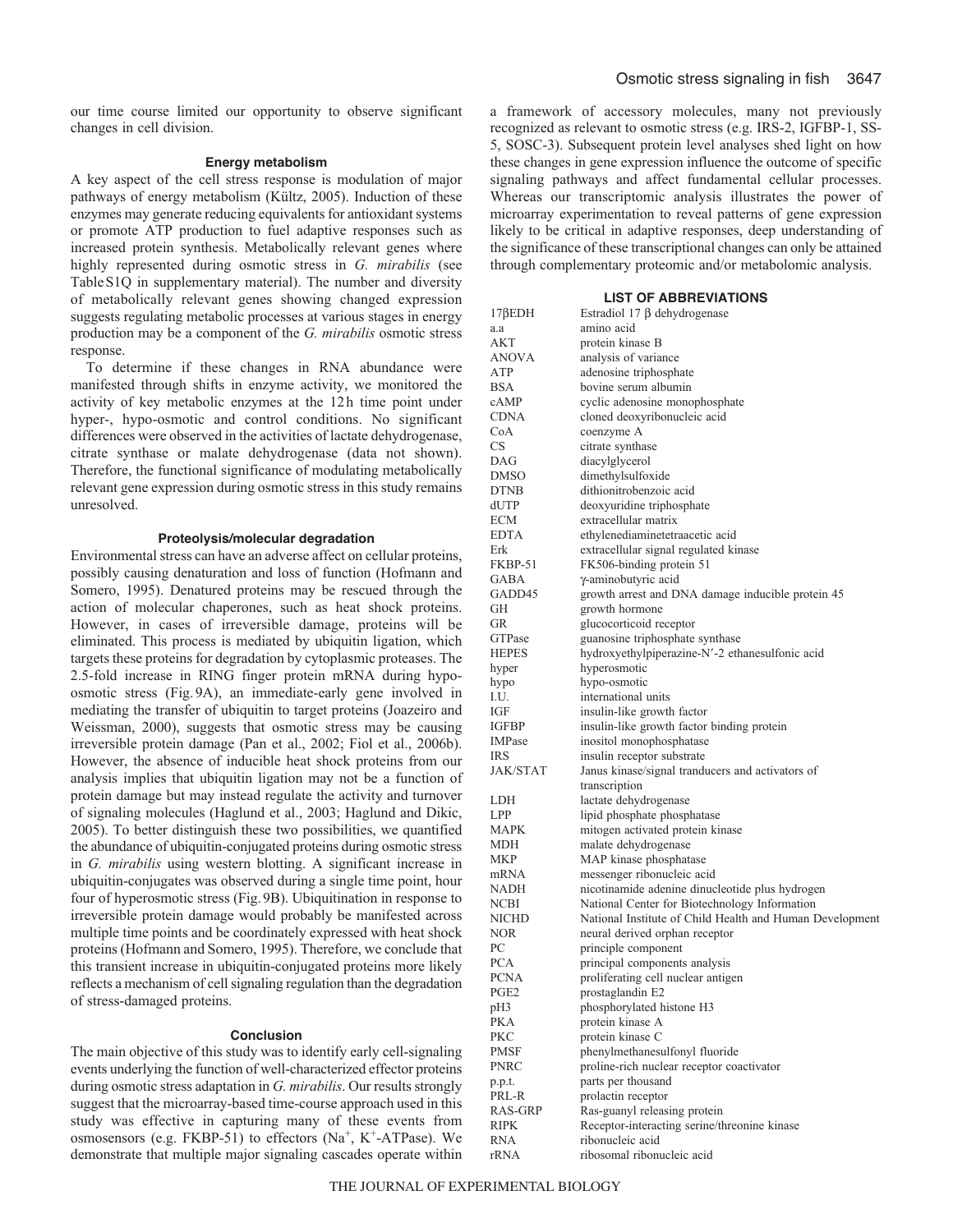our time course limited our opportunity to observe significant changes in cell division.

#### Energy metabolism

A key aspect of the cell stress response is modulation of major pathways of energy metabolism (Kültz, 2005). Induction of these enzymes may generate reducing equivalents for antioxidant systems or promote ATP production to fuel adaptive responses such as increased protein synthesis. Metabolically relevant genes where highly represented during osmotic stress in *G. mirabilis* (see Table S1Q in supplementary material). The number and diversity of metabolically relevant genes showing changed expression suggests regulating metabolic processes at various stages in energy production may be a component of the *G. mirabilis* osmotic stress response.

To determine if these changes in RNA abundance were manifested through shifts in enzyme activity, we monitored the activity of key metabolic enzymes at the 12 h time point under hyper-, hypo-osmotic and control conditions. No significant differences were observed in the activities of lactate dehydrogenase, citrate synthase or malate dehydrogenase (data not shown). Therefore, the functional significance of modulating metabolically relevant gene expression during osmotic stress in this study remains unresolved.

#### Proteolysis/molecular degradation

Environmental stress can have an adverse affect on cellular proteins, possibly causing denaturation and loss of function (Hofmann and Somero, 1995). Denatured proteins may be rescued through the action of molecular chaperones, such as heat shock proteins. However, in cases of irreversible damage, proteins will be eliminated. This process is mediated by ubiquitin ligation, which targets these proteins for degradation by cytoplasmic proteases. The 2.5-fold increase in RING finger protein mRNA during hypo-osmotic stress (Fig. 9A), an immediate-early gene involved in mediating the transfer of ubiquitin to target proteins (Joazeiro and Weissman, 2000), suggests that osmotic stress may be causing irreversible protein damage (Pan et al., 2002; Fiol et al., 2006b). However, the absence of inducible heat shock proteins from our analysis implies that ubiquitin ligation may not be a function of protein damage but may instead regulate the activity and turnover of signaling molecules (Haglund et al., 2003; Haglund and Dikic, 2005). To better distinguish these two possibilities, we quantified the abundance of ubiquitin-conjugated proteins during osmotic stress in *G. mirabilis* using western blotting. A significant increase in ubiquitin-conjugates was observed during a single time point, hour four of hyperosmotic stress (Fig. 9B). Ubiquitination in response to irreversible protein damage would probably be manifested across multiple time points and be coordinately expressed with heat shock proteins (Hofmann and Somero, 1995). Therefore, we conclude that this transient increase in ubiquitin-conjugated proteins more likely reflects a mechanism of cell signaling regulation than the degradation of stress-damaged proteins.

#### Conclusion

The main objective of this study was to identify early cell-signaling events underlying the function of well-characterized effector proteins during osmotic stress adaptation in *G. mirabilis*. Our results strongly suggest that the microarray-based time-course approach used in this study was effective in capturing many of these events from osmosensors (e.g. FKBP-51) to effectors ($Na^+$, $K^+$-ATPase). We demonstrate that multiple major signaling cascades operate within a framework of accessory molecules, many not previously recognized as relevant to osmotic stress (e.g. IRS-2, IGFBP-1, SS-5, SOSC-3). Subsequent protein level analyses shed light on how these changes in gene expression influence the outcome of specific signaling pathways and affect fundamental cellular processes. Whereas our transcriptomic analysis illustrates the power of microarray experimentation to reveal patterns of gene expression likely to be critical in adaptive responses, deep understanding of the significance of these transcriptional changes can only be attained through complementary proteomic and/or metabolomic analysis.

#### LIST OF ABBREVIATIONS

| | |
|---|---|
| 17βEDH | Estradiol 17 β dehydrogenase |
| a.a | amino acid |
| AKT | protein kinase B |
| ANOVA | analysis of variance |
| ATP | adenosine triphosphate |
| BSA | bovine serum albumin |
| cAMP | cyclic adenosine monophosphate |
| CDNA | cloned deoxyribonucleic acid |
| CoA | coenzyme A |
| CS | citrate synthase |
| DAG | diacylglycerol |
| DMSO | dimethylsulfoxide |
| DTNB | dithionitrobenzoic acid |
| dUTP | deoxyuridine triphosphate |
| ECM | extracellular matrix |
| EDTA | ethylenediaminetetraacetic acid |
| Erk | extracellular signal regulated kinase |
| FKBP-51 | FK506-binding protein 51 |
| GABA | γ-aminobutyric acid |
| GADD45 | growth arrest and DNA damage inducible protein 45 |
| GH | growth hormone |
| GR | glucocorticoid receptor |
| GTPase | guanosine triphosphate synthase |
| HEPES | hydroxyethylpiperazine-N′-2 ethanesulfonic acid |
| hyper | hyperosmotic |
| hypo | hypo-osmotic |
| I.U. | international units |
| IGF | insulin-like growth factor |
| IGFBP | insulin-like growth factor binding protein |
| IMPase | inositol monophosphatase |
| IRS | insulin receptor substrate |
| JAK/STAT | Janus kinase/signal tranducers and activators of transcription |
| LDH | lactate dehydrogenase |
| LPP | lipid phosphate phosphatase |
| MAPK | mitogen activated protein kinase |
| MDH | malate dehydrogenase |
| MKP | MAP kinase phosphatase |
| mRNA | messenger ribonucleic acid |
| NADH | nicotinamide adenine dinucleotide plus hydrogen |
| NCBI | National Center for Biotechnology Information |
| NICHD | National Institute of Child Health and Human Development |
| NOR | neural derived orphan receptor |
| PC | principle component |
| PCA | principal components analysis |
| PCNA | proliferating cell nuclear antigen |
| PGE2 | prostaglandin E2 |
| pH3 | phosphorylated histone H3 |
| PKA | protein kinase A |
| PKC | protein kinase C |
| PMSF | phenylmethanesulfonyl fluoride |
| PNRC | proline-rich nuclear receptor coactivator |
| p.p.t. | parts per thousand |
| PRL-R | prolactin receptor |
| RAS-GRP | Ras-guanyl releasing protein |
| RIPK | Receptor-interacting serine/threonine kinase |
| RNA | ribonucleic acid |
| rRNA | ribosomal ribonucleic acid |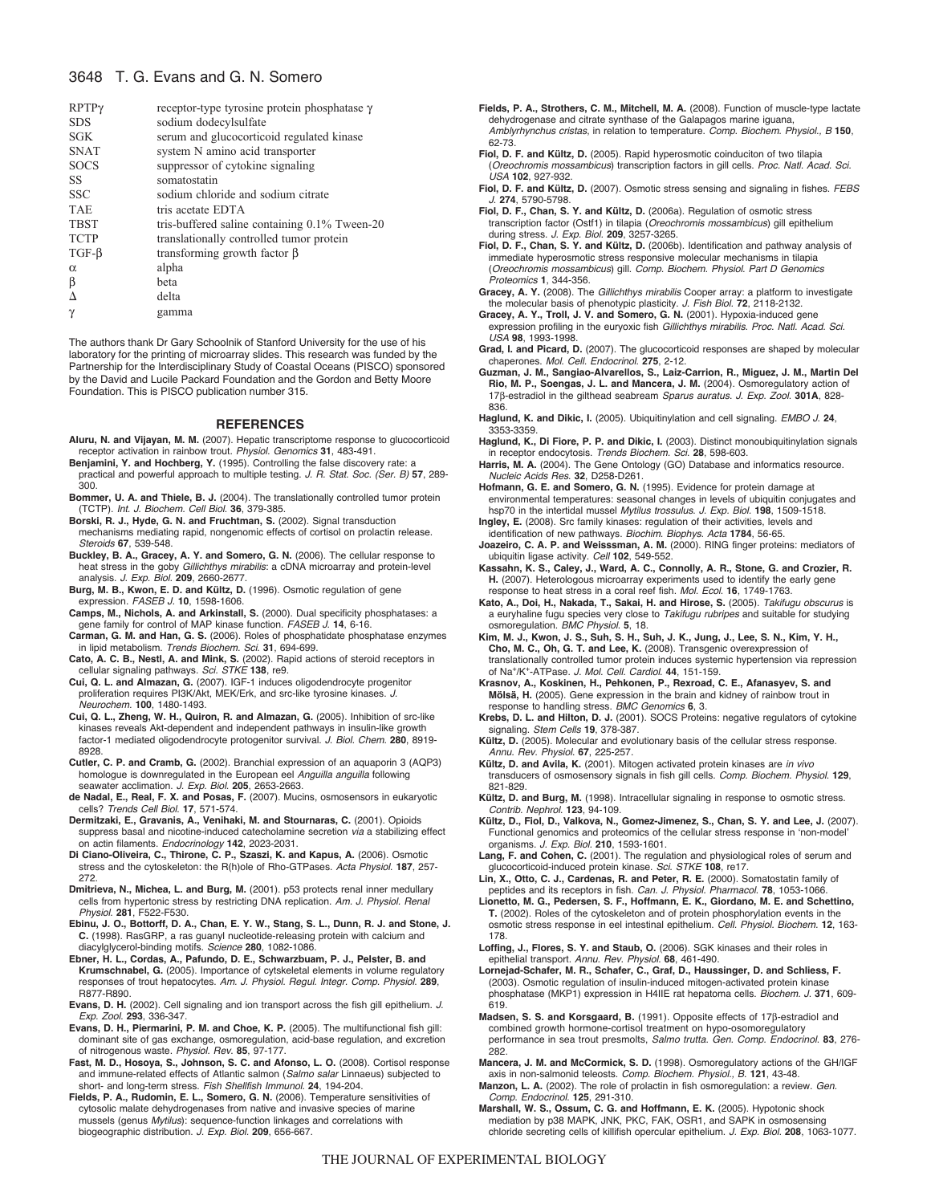| | |
|---|---|
| RPTPγ | receptor-type tyrosine protein phosphatase γ |
| SDS | sodium dodecylsulfate |
| SGK | serum and glucocorticoid regulated kinase |
| SNAT | system N amino acid transporter |
| SOCS | suppressor of cytokine signaling |
| SS | somatostatin |
| SSC | sodium chloride and sodium citrate |
| TAE | tris acetate EDTA |
| TBST | tris-buffered saline containing 0.1% Tween-20 |
| TCTP | translationally controlled tumor protein |
| TGF-β | transforming growth factor β |
| α | alpha |
| β | beta |
| Δ | delta |
| γ | gamma |

The authors thank Dr Gary Schoolnik of Stanford University for the use of his laboratory for the printing of microarray slides. This research was funded by the Partnership for the Interdisciplinary Study of Coastal Oceans (PISCO) sponsored by the David and Lucile Packard Foundation and the Gordon and Betty Moore Foundation. This is PISCO publication number 315.

## REFERENCES

**Aluru, N. and Vijayan, M. M.** (2007). Hepatic transcriptome response to glucocorticoid receptor activation in rainbow trout. *Physiol. Genomics* **31**, 483-491.

**Benjamini, Y. and Hochberg, Y.** (1995). Controlling the false discovery rate: a practical and powerful approach to multiple testing. *J. R. Stat. Soc. (Ser. B)* **57**, 289-300.

**Bommer, U. A. and Thiele, B. J.** (2004). The translationally controlled tumor protein (TCTP). *Int. J. Biochem. Cell Biol.* **36**, 379-385.

**Borski, R. J., Hyde, G. N. and Fruchtman, S.** (2002). Signal transduction mechanisms mediating rapid, nongenomic effects of cortisol on prolactin release. *Steroids* **67**, 539-548.

**Buckley, B. A., Gracey, A. Y. and Somero, G. N.** (2006). The cellular response to heat stress in the goby *Gillichthys mirabilis*: a cDNA microarray and protein-level analysis. *J. Exp. Biol.* **209**, 2660-2677.

**Burg, M. B., Kwon, E. D. and Kültz, D.** (1996). Osmotic regulation of gene expression. *FASEB J.* **10**, 1598-1606.

**Camps, M., Nichols, A. and Arkinstall, S.** (2000). Dual specificity phosphatases: a gene family for control of MAP kinase function. *FASEB J.* **14**, 6-16.

**Carman, G. M. and Han, G. S.** (2006). Roles of phosphatidate phosphatase enzymes in lipid metabolism. *Trends Biochem. Sci.* **31**, 694-699.

**Cato, A. C. B., Nestl, A. and Mink, S.** (2002). Rapid actions of steroid receptors in cellular signaling pathways. *Sci. STKE* **138**, re9.

**Cui, Q. L. and Almazan, G.** (2007). IGF-1 induces oligodendrocyte progenitor proliferation requires PI3K/Akt, MEK/Erk, and src-like tyrosine kinases. *J. Neurochem.* **100**, 1480-1493.

**Cui, Q. L., Zheng, W. H., Quiron, R. and Almazan, G.** (2005). Inhibition of src-like kinases reveals Akt-dependent and independent pathways in insulin-like growth factor-1 mediated oligodendrocyte protogenitor survival. *J. Biol. Chem.* **280**, 8919-8928.

**Cutler, C. P. and Cramb, G.** (2002). Branchial expression of an aquaporin 3 (AQP3) homologue is downregulated in the European eel *Anguilla anguilla* following seawater acclimation. *J. Exp. Biol.* **205**, 2653-2663.

**de Nadal, E., Real, F. X. and Posas, F.** (2007). Mucins, osmosensors in eukaryotic cells? *Trends Cell Biol.* **17**, 571-574.

**Dermitzaki, E., Gravanis, A., Venihaki, M. and Stournaras, C.** (2001). Opioids suppress basal and nicotine-induced catecholamine secretion *via* a stabilizing effect on actin filaments. *Endocrinology* **142**, 2023-2031.

**Di Ciano-Oliveira, C., Thirone, C. P., Szaszi, K. and Kapus, A.** (2006). Osmotic stress and the cytoskeleton: the R(h)ole of Rho-GTPases. *Acta Physiol.* **187**, 257-272.

**Dmitrieva, N., Michea, L. and Burg, M.** (2001). p53 protects renal inner medullary cells from hypertonic stress by restricting DNA replication. *Am. J. Physiol. Renal Physiol.* **281**, F522-F530.

**Ebinu, J. O., Bottorff, D. A., Chan, E. Y. W., Stang, S. L., Dunn, R. J. and Stone, J. C.** (1998). RasGRP, a ras guanyl nucleotide-releasing protein with calcium and diacylglycerol-binding motifs. *Science* **280**, 1082-1086.

**Ebner, H. L., Cordas, A., Pafundo, D. E., Schwarzbuam, P. J., Pelster, B. and Krumschnabel, G.** (2005). Importance of cytskeletal elements in volume regulatory responses of trout hepatocytes. *Am. J. Physiol. Regul. Integr. Comp. Physiol.* **289**, R877-R890.

**Evans, D. H.** (2002). Cell signaling and ion transport across the fish gill epithelium. *J. Exp. Zool.* **293**, 336-347.

**Evans, D. H., Piermarini, P. M. and Choe, K. P.** (2005). The multifunctional fish gill: dominant site of gas exchange, osmoregulation, acid-base regulation, and excretion of nitrogenous waste. *Physiol. Rev.* **85**, 97-177.

**Fast, M. D., Hosoya, S., Johnson, S. C. and Afonso, L. O.** (2008). Cortisol response and immune-related effects of Atlantic salmon (*Salmo salar* Linnaeus) subjected to short- and long-term stress. *Fish Shellfish Immunol.* **24**, 194-204.

**Fields, P. A., Rudomin, E. L., Somero, G. N.** (2006). Temperature sensitivities of cytosolic malate dehydrogenases from native and invasive species of marine mussels (genus *Mytilus*): sequence-function linkages and correlations with biogeographic distribution. *J. Exp. Biol.* **209**, 656-667.

**Fields, P. A., Strothers, C. M., Mitchell, M. A.** (2008). Function of muscle-type lactate dehydrogenase and citrate synthase of the Galapagos marine iguana, *Amblyrhynchus cristas*, in relation to temperature. *Comp. Biochem. Physiol., B* **150**, 62-73.

**Fiol, D. F. and Kültz, D.** (2005). Rapid hyperosmotic coinduciton of two tilapia (*Oreochromis mossambicus*) transcription factors in gill cells. *Proc. Natl. Acad. Sci. USA* **102**, 927-932.

**Fiol, D. F. and Kültz, D.** (2007). Osmotic stress sensing and signaling in fishes. *FEBS J.* **274**, 5790-5798.

**Fiol, D. F., Chan, S. Y. and Kültz, D.** (2006a). Regulation of osmotic stress transcription factor (Ostf1) in tilapia (*Oreochromis mossambicus*) gill epithelium during stress. *J. Exp. Biol.* **209**, 3257-3265.

**Fiol, D. F., Chan, S. Y. and Kültz, D.** (2006b). Identification and pathway analysis of immediate hyperosmotic stress responsive molecular mechanisms in tilapia (*Oreochromis mossambicus*) gill. *Comp. Biochem. Physiol. Part D Genomics Proteomics* **1**, 344-356.

**Gracey, A. Y.** (2008). The *Gillichthys mirabilis* Cooper array: a platform to investigate the molecular basis of phenotypic plasticity. *J. Fish Biol.* **72**, 2118-2132.

**Gracey, A. Y., Troll, J. V. and Somero, G. N.** (2001). Hypoxia-induced gene expression profiling in the euryoxic fish *Gillichthys mirabilis*. *Proc. Natl. Acad. Sci. USA* **98**, 1993-1998.

**Grad, I. and Picard, D.** (2007). The glucocorticoid responses are shaped by molecular chaperones. *Mol. Cell. Endocrinol.* **275**, 2-12.

**Guzman, J. M., Sangiao-Alvarellos, S., Laiz-Carrion, R., Miguez, J. M., Martin Del Rio, M. P., Soengas, J. L. and Mancera, J. M.** (2004). Osmoregulatory action of 17β-estradiol in the gilthead seabream *Sparus auratus*. *J. Exp. Zool.* **301A**, 828-836.

**Haglund, K. and Dikic, I.** (2005). Ubiquitinylation and cell signaling. *EMBO J.* **24**, 3353-3359.

**Haglund, K., Di Fiore, P. P. and Dikic, I.** (2003). Distinct monoubiquitinylation signals in receptor endocytosis. *Trends Biochem. Sci.* **28**, 598-603.

**Harris, M. A.** (2004). The Gene Ontology (GO) Database and informatics resource. *Nucleic Acids Res.* **32**, D258-D261.

**Hofmann, G. E. and Somero, G. N.** (1995). Evidence for protein damage at environmental temperatures: seasonal changes in levels of ubiquitin conjugates and hsp70 in the intertidal mussel *Mytilus trossulus*. *J. Exp. Biol.* **198**, 1509-1518.

**Ingley, E.** (2008). Src family kinases: regulation of their activities, levels and identification of new pathways. *Biochim. Biophys. Acta* **1784**, 56-65.

**Joazeiro, C. A. P. and Weisssman, A. M.** (2000). RING finger proteins: mediators of ubiquitin ligase activity. *Cell* **102**, 549-552.

**Kassahn, K. S., Caley, J., Ward, A. C., Connolly, A. R., Stone, G. and Crozier, R. H.** (2007). Heterologous microarray experiments used to identify the early gene response to heat stress in a coral reef fish. *Mol. Ecol.* **16**, 1749-1763.

**Kato, A., Doi, H., Nakada, T., Sakai, H. and Hirose, S.** (2005). *Takifugu obscurus* is a euryhaline fugu species very close to *Takifugu rubripes* and suitable for studying osmoregulation. *BMC Physiol.* **5**, 18.

**Kim, M. J., Kwon, J. S., Suh, S. H., Suh, J. K., Jung, J., Lee, S. N., Kim, Y. H., Cho, M. C., Oh, G. T. and Lee, K.** (2008). Transgenic overexpression of translationally controlled tumor protein induces systemic hypertension via repression of $Na^+/K^+$-ATPase. *J. Mol. Cell. Cardiol.* **44**, 151-159.

**Krasnov, A., Koskinen, H., Pehkonen, P., Rexroad, C. E., Afanasyev, S. and Mölsä, H.** (2005). Gene expression in the brain and kidney of rainbow trout in response to handling stress. *BMC Genomics* **6**, 3.

**Krebs, D. L. and Hilton, D. J.** (2001). SOCS Proteins: negative regulators of cytokine signaling. *Stem Cells* **19**, 378-387.

**Kültz, D.** (2005). Molecular and evolutionary basis of the cellular stress response. *Annu. Rev. Physiol.* **67**, 225-257.

**Kültz, D. and Avila, K.** (2001). Mitogen activated protein kinases are *in vivo* transducers of osmosensory signals in fish gill cells. *Comp. Biochem. Physiol.* **129**, 821-829.

**Kültz, D. and Burg, M.** (1998). Intracellular signaling in response to osmotic stress. *Contrib. Nephrol.* **123**, 94-109.

**Kültz, D., Fiol, D., Valkova, N., Gomez-Jimenez, S., Chan, S. Y. and Lee, J.** (2007). Functional genomics and proteomics of the cellular stress response in 'non-model' organisms. *J. Exp. Biol.* **210**, 1593-1601.

**Lang, F. and Cohen, C.** (2001). The regulation and physiological roles of serum and glucocorticoid-induced protein kinase. *Sci. STKE* **108**, re17.

**Lin, X., Otto, C. J., Cardenas, R. and Peter, R. E.** (2000). Somatostatin family of peptides and its receptors in fish. *Can. J. Physiol. Pharmacol.* **78**, 1053-1066.

**Lionetto, M. G., Pedersen, S. F., Hoffmann, E. K., Giordano, M. E. and Schettino, T.** (2002). Roles of the cytoskeleton and of protein phosphorylation events in the osmotic stress response in eel intestinal epithelium. *Cell. Physiol. Biochem.* **12**, 163-178.

**Loffing, J., Flores, S. Y. and Staub, O.** (2006). SGK kinases and their roles in epithelial transport. *Annu. Rev. Physiol.* **68**, 461-490.

**Lornejad-Schafer, M. R., Schafer, C., Graf, D., Haussinger, D. and Schliess, F.** (2003). Osmotic regulation of insulin-induced mitogen-activated protein kinase phosphatase (MKP1) expression in H4IIE rat hepatoma cells. *Biochem. J.* **371**, 609-619.

**Madsen, S. S. and Korsgaard, B.** (1991). Opposite effects of 17β-estradiol and combined growth hormone-cortisol treatment on hypo-osmoregulatory performance in sea trout presmolts, *Salmo trutta*. *Gen. Comp. Endocrinol.* **83**, 276-282.

**Mancera, J. M. and McCormick, S. D.** (1998). Osmoregulatory actions of the GH/IGF axis in non-salmonid teleosts. *Comp. Biochem. Physiol., B.* **121**, 43-48.

**Manzon, L. A.** (2002). The role of prolactin in fish osmoregulation: a review. *Gen. Comp. Endocrinol.* **125**, 291-310.

**Marshall, W. S., Ossum, C. G. and Hoffmann, E. K.** (2005). Hypotonic shock mediation by p38 MAPK, JNK, PKC, FAK, OSR1, and SAPK in osmosensing chloride secreting cells of killifish opercular epithelium. *J. Exp. Biol.* **208**, 1063-1077.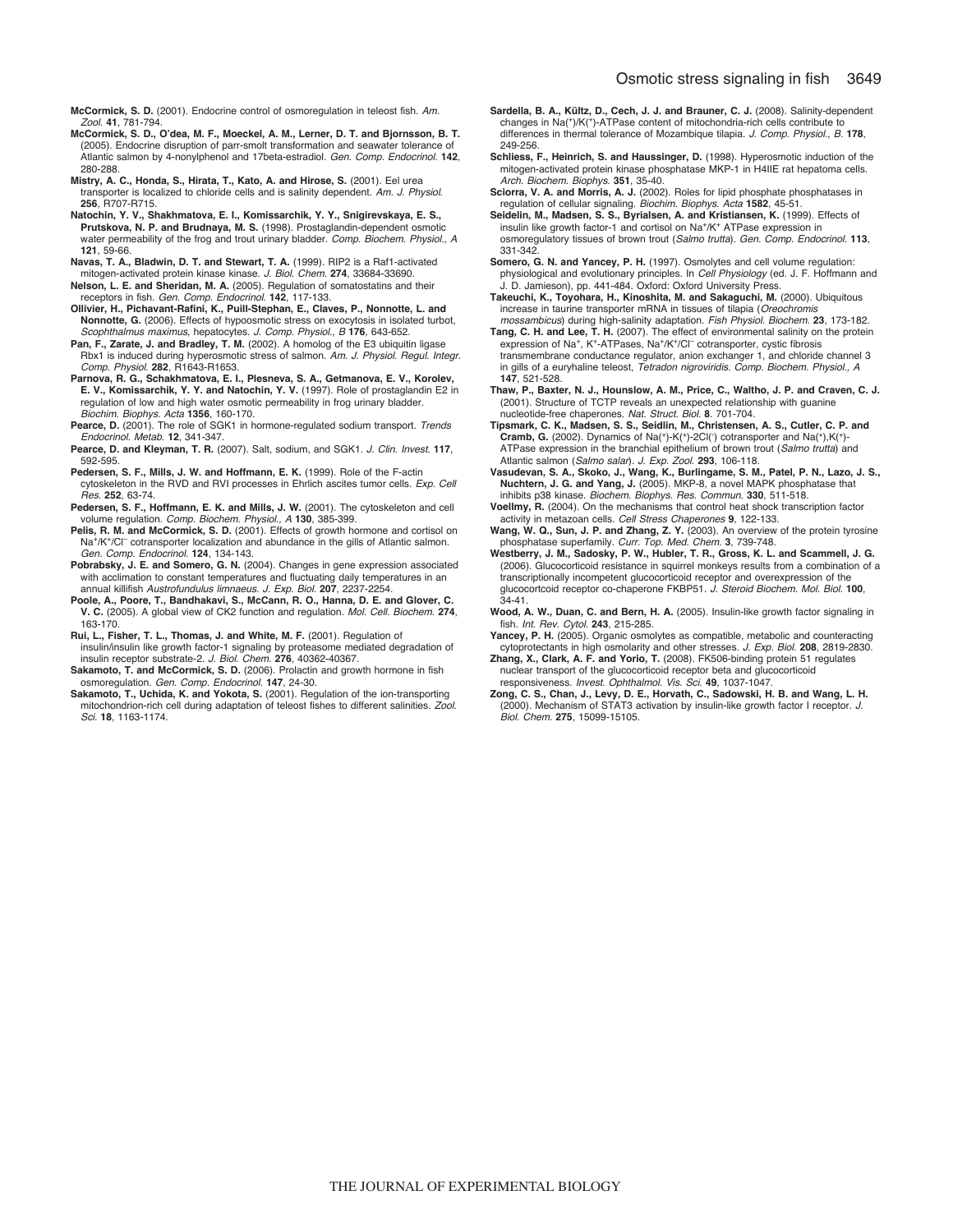**McCormick, S. D.** (2001). Endocrine control of osmoregulation in teleost fish. *Am. Zool.* **41**, 781-794.

**McCormick, S. D., O'dea, M. F., Moeckel, A. M., Lerner, D. T. and Bjornsson, B. T.** (2005). Endocrine disruption of parr-smolt transformation and seawater tolerance of Atlantic salmon by 4-nonylphenol and 17beta-estradiol. *Gen. Comp. Endocrinol.* **142**, 280-288.

**Mistry, A. C., Honda, S., Hirata, T., Kato, A. and Hirose, S.** (2001). Eel urea transporter is localized to chloride cells and is salinity dependent. *Am. J. Physiol.* **256**, R707-R715.

**Natochin, Y. V., Shakhmatova, E. I., Komissarchik, Y. Y., Snigirevskaya, E. S., Prutskova, N. P. and Brudnaya, M. S.** (1998). Prostaglandin-dependent osmotic water permeability of the frog and trout urinary bladder. *Comp. Biochem. Physiol., A* **121**, 59-66.

**Navas, T. A., Bladwin, D. T. and Stewart, T. A.** (1999). RIP2 is a Raf1-activated mitogen-activated protein kinase kinase. *J. Biol. Chem.* **274**, 33684-33690.

**Nelson, L. E. and Sheridan, M. A.** (2005). Regulation of somatostatins and their receptors in fish. *Gen. Comp. Endocrinol.* **142**, 117-133.

**Ollivier, H., Pichavant-Rafini, K., Puill-Stephan, E., Claves, P., Nonnotte, L. and Nonnotte, G.** (2006). Effects of hypoosmotic stress on exocytosis in isolated turbot, *Scophthalmus maximus*, hepatocytes. *J. Comp. Physiol., B* **176**, 643-652.

**Pan, F., Zarate, J. and Bradley, T. M.** (2002). A homolog of the E3 ubiquitin ligase Rbx1 is induced during hyperosmotic stress of salmon. *Am. J. Physiol. Regul. Integr. Comp. Physiol.* **282**, R1643-R1653.

**Parnova, R. G., Schakhmatova, E. I., Plesneva, S. A., Getmanova, E. V., Komissarchik, Y. Y. and Natochin, Y. V.** (1997). Role of prostaglandin E2 in regulation of low and high water osmotic permeability in frog urinary bladder. *Biochim. Biophys. Acta* **1356**, 160-170.

**Pearce, D.** (2001). The role of SGK1 in hormone-regulated sodium transport. *Trends Endocrinol. Metab.* **12**, 341-347.

**Pearce, D. and Kleyman, T. R.** (2007). Salt, sodium, and SGK1. *J. Clin. Invest.* **117**, 592-595.

**Pedersen, S. F., Mills, J. W. and Hoffmann, E. K.** (1999). Role of the F-actin cytoskeleton in the RVD and RVI processes in Ehrlich ascites tumor cells. *Exp. Cell Res.* **252**, 63-74.

**Pedersen, S. F., Hoffmann, E. K. and Mills, J. W.** (2001). The cytoskeleton and cell volume regulation. *Comp. Biochem. Physiol., A* **130**, 385-399.

**Pelis, R. M. and McCormick, S. D.** (2001). Effects of growth hormone and cortisol on $Na^+/K^+/Cl^-$ cotransporter localization and abundance in the gills of Atlantic salmon. *Gen. Comp. Endocrinol.* **124**, 134-143.

**Pobrabsky, J. E. and Somero, G. N.** (2004). Changes in gene expression associated with acclimation to constant temperatures and fluctuating daily temperatures in an annual killifish *Austrofundulus limnaeus*. *J. Exp. Biol.* **207**, 2237-2254.

**Poole, A., Poore, T., Bandhakavi, S., McCann, R. O., Hanna, D. E. and Glover, C. V. C.** (2005). A global view of CK2 function and regulation. *Mol. Cell. Biochem.* **274**, 163-170.

**Rui, L., Fisher, T. L., Thomas, J. and White, M. F.** (2001). Regulation of insulin/insulin like growth factor-1 signaling by proteasome mediated degradation of insulin receptor substrate-2. *J. Biol. Chem.* **276**, 40362-40367.

**Sakamoto, T. and McCormick, S. D.** (2006). Prolactin and growth hormone in fish osmoregulation. *Gen. Comp. Endocrinol.* **147**, 24-30.

**Sakamoto, T., Uchida, K. and Yokota, S.** (2001). Regulation of the ion-transporting mitochondrion-rich cell during adaptation of teleost fishes to different salinities. *Zool. Sci.* **18**, 1163-1174.

**Sardella, B. A., Kültz, D., Cech, J. J. and Brauner, C. J.** (2008). Salinity-dependent changes in $Na(^+)/K(^+)$-ATPase content of mitochondria-rich cells contribute to differences in thermal tolerance of Mozambique tilapia. *J. Comp. Physiol., B.* **178**, 249-256.

**Schliess, F., Heinrich, S. and Haussinger, D.** (1998). Hyperosmotic induction of the mitogen-activated protein kinase phosphatase MKP-1 in H4IIE rat hepatoma cells. *Arch. Biochem. Biophys.* **351**, 35-40.

**Sciorra, V. A. and Morris, A. J.** (2002). Roles for lipid phosphate phosphatases in regulation of cellular signaling. *Biochim. Biophys. Acta* **1582**, 45-51.

**Seidelin, M., Madsen, S. S., Byrialsen, A. and Kristiansen, K.** (1999). Effects of insulin like growth factor-1 and cortisol on $Na^+/K^+$ ATPase expression in osmoregulatory tissues of brown trout (*Salmo trutta*). *Gen. Comp. Endocrinol.* **113**, 331-342.

**Somero, G. N. and Yancey, P. H.** (1997). Osmolytes and cell volume regulation: physiological and evolutionary principles. In *Cell Physiology* (ed. J. F. Hoffmann and J. D. Jamieson), pp. 441-484. Oxford: Oxford University Press.

**Takeuchi, K., Toyohara, H., Kinoshita, M. and Sakaguchi, M.** (2000). Ubiquitous increase in taurine transporter mRNA in tissues of tilapia (*Oreochromis mossambicus*) during high-salinity adaptation. *Fish Physiol. Biochem.* **23**, 173-182.

**Tang, C. H. and Lee, T. H.** (2007). The effect of environmental salinity on the protein expression of $Na^+$, $K^+$-ATPases, $Na^+/K^+/Cl^-$ cotransporter, cystic fibrosis transmembrane conductance regulator, anion exchanger 1, and chloride channel 3 in gills of a euryhaline teleost, *Tetradon nigroviridis*. *Comp. Biochem. Physiol., A* **147**, 521-528.

**Thaw, P., Baxter, N. J., Hounslow, A. M., Price, C., Waltho, J. P. and Craven, C. J.** (2001). Structure of TCTP reveals an unexpected relationship with guanine nucleotide-free chaperones. *Nat. Struct. Biol.* **8**. 701-704.

**Tipsmark, C. K., Madsen, S. S., Seidlin, M., Christensen, A. S., Cutler, C. P. and Cramb, G.** (2002). Dynamics of $Na(^+)$-$K(^+)$-$2Cl(^-)$ cotransporter and $Na(^+)$,$K(^+)$-ATPase expression in the branchial epithelium of brown trout (*Salmo trutta*) and Atlantic salmon (*Salmo salar*). *J. Exp. Zool.* **293**, 106-118.

**Vasudevan, S. A., Skoko, J., Wang, K., Burlingame, S. M., Patel, P. N., Lazo, J. S., Nuchtern, J. G. and Yang, J.** (2005). MKP-8, a novel MAPK phosphatase that inhibits p38 kinase. *Biochem. Biophys. Res. Commun.* **330**, 511-518.

**Voellmy, R.** (2004). On the mechanisms that control heat shock transcription factor activity in metazoan cells. *Cell Stress Chaperones* **9**, 122-133.

**Wang, W. Q., Sun, J. P. and Zhang, Z. Y.** (2003). An overview of the protein tyrosine phosphatase superfamily. *Curr. Top. Med. Chem.* **3**, 739-748.

**Westberry, J. M., Sadosky, P. W., Hubler, T. R., Gross, K. L. and Scammell, J. G.** (2006). Glucocorticoid resistance in squirrel monkeys results from a combination of a transcriptionally incompetent glucocorticoid receptor and overexpression of the glucocortcoid receptor co-chaperone FKBP51. *J. Steroid Biochem. Mol. Biol.* **100**, 34-41.

**Wood, A. W., Duan, C. and Bern, H. A.** (2005). Insulin-like growth factor signaling in fish. *Int. Rev. Cytol.* **243**, 215-285.

**Yancey, P. H.** (2005). Organic osmolytes as compatible, metabolic and counteracting cytoprotectants in high osmolarity and other stresses. *J. Exp. Biol.* **208**, 2819-2830.

**Zhang, X., Clark, A. F. and Yorio, T.** (2008). FK506-binding protein 51 regulates nuclear transport of the glucocorticoid receptor beta and glucocorticoid responsiveness. *Invest. Ophthalmol. Vis. Sci.* **49**, 1037-1047.

**Zong, C. S., Chan, J., Levy, D. E., Horvath, C., Sadowski, H. B. and Wang, L. H.** (2000). Mechanism of STAT3 activation by insulin-like growth factor I receptor. *J. Biol. Chem.* **275**, 15099-15105.